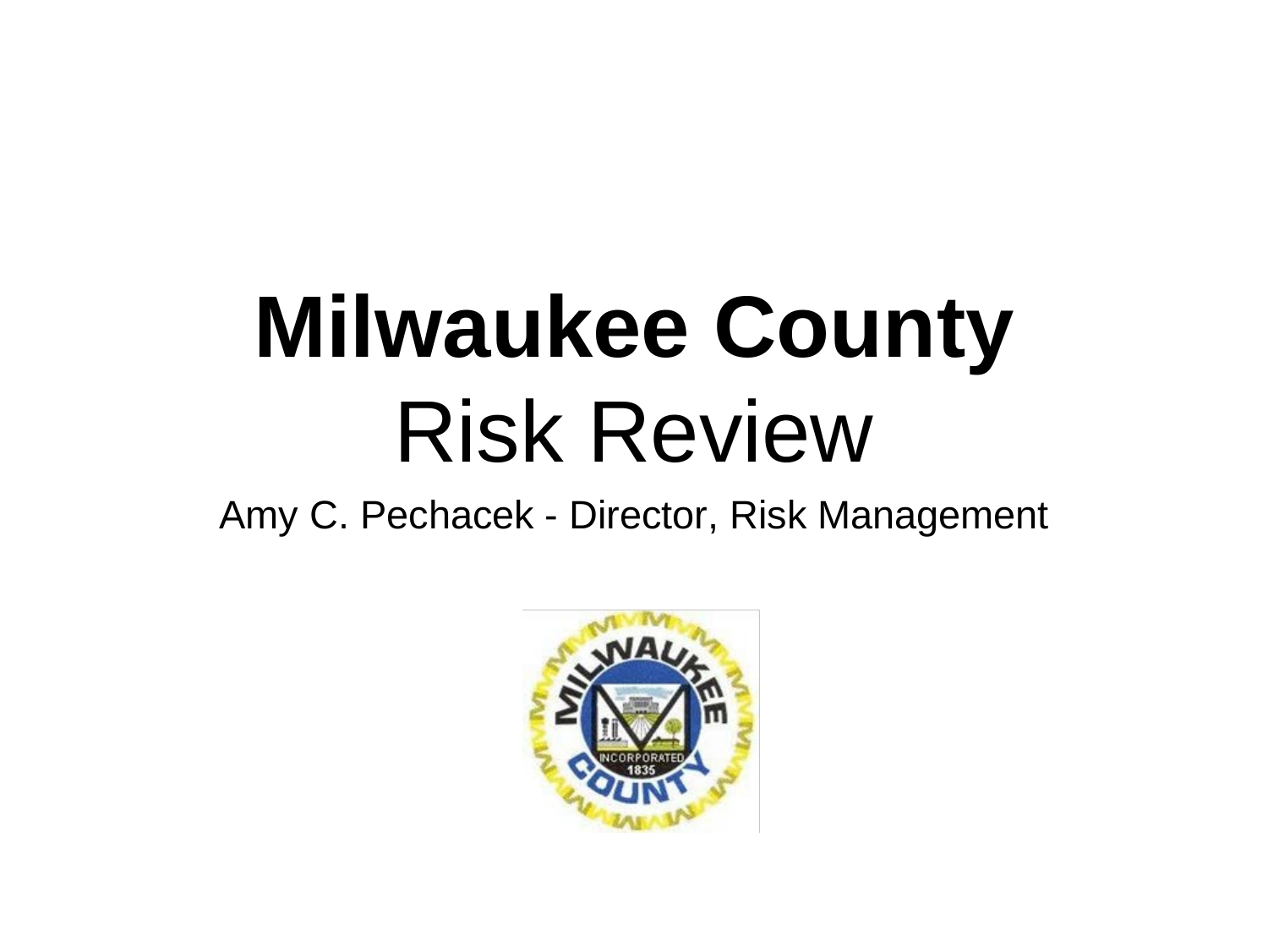# **Milwaukee County**
# Risk Review

Amy C. Pechacek - Director, Risk Management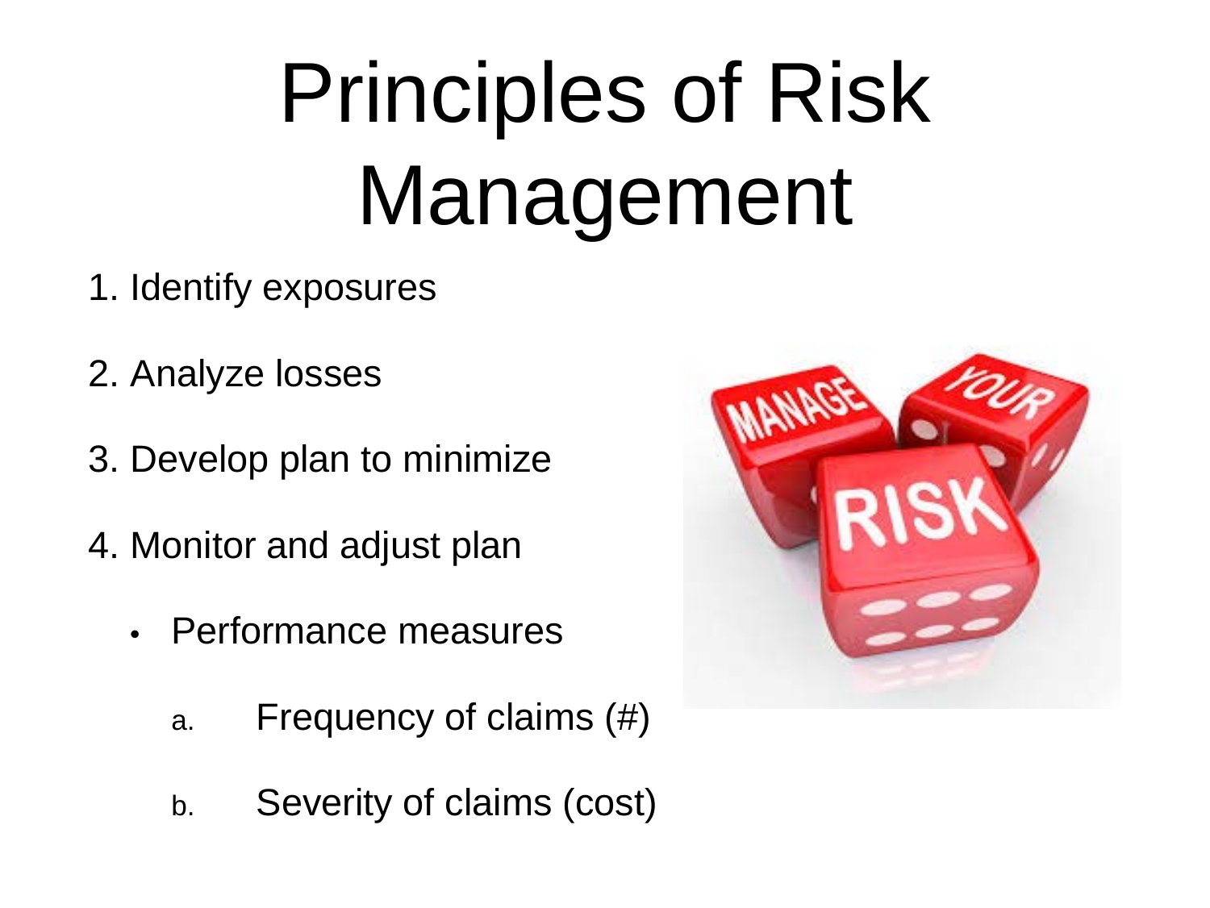# Principles of Risk Management

1. Identify exposures
2. Analyze losses
3. Develop plan to minimize
4. Monitor and adjust plan
   - Performance measures
     a. Frequency of claims (#)
     b. Severity of claims (cost)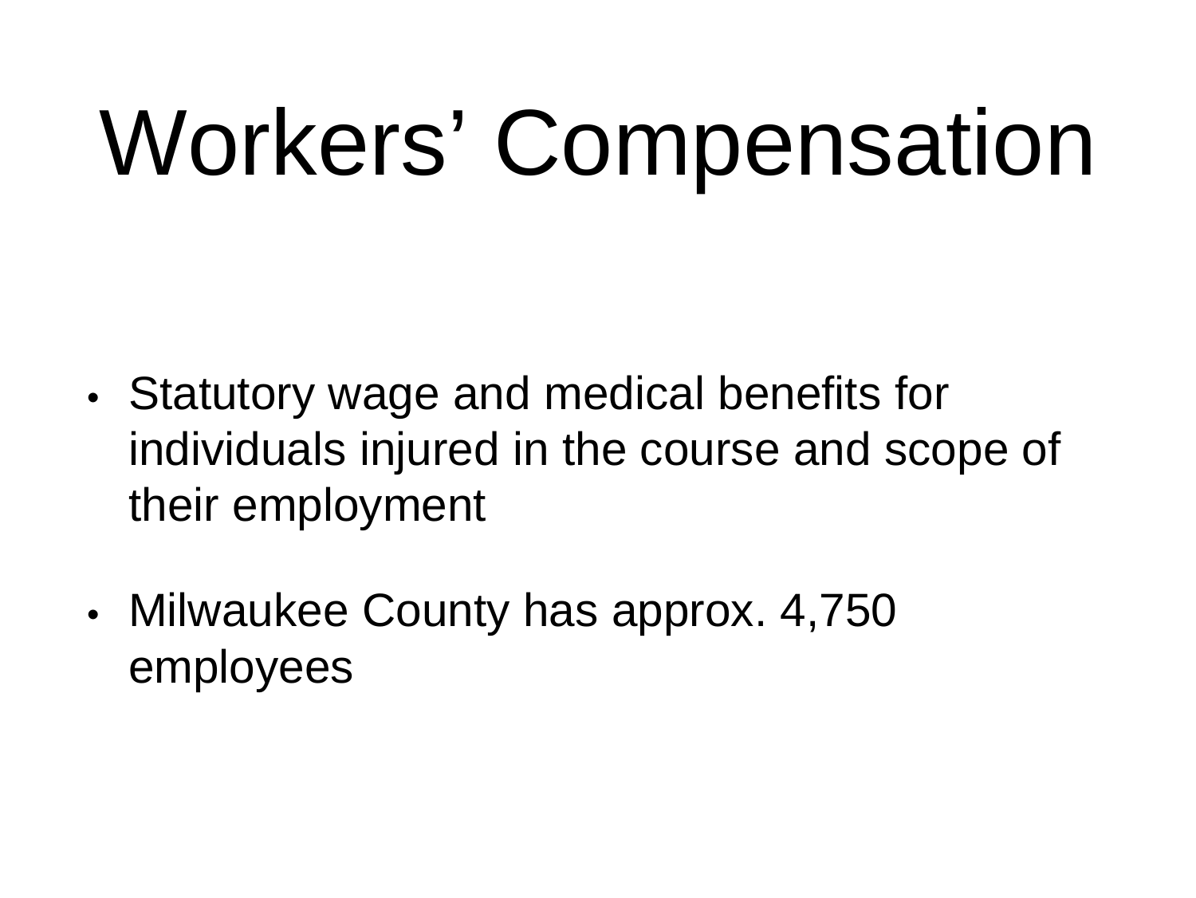# Workers' Compensation

- Statutory wage and medical benefits for individuals injured in the course and scope of their employment
- Milwaukee County has approx. 4,750 employees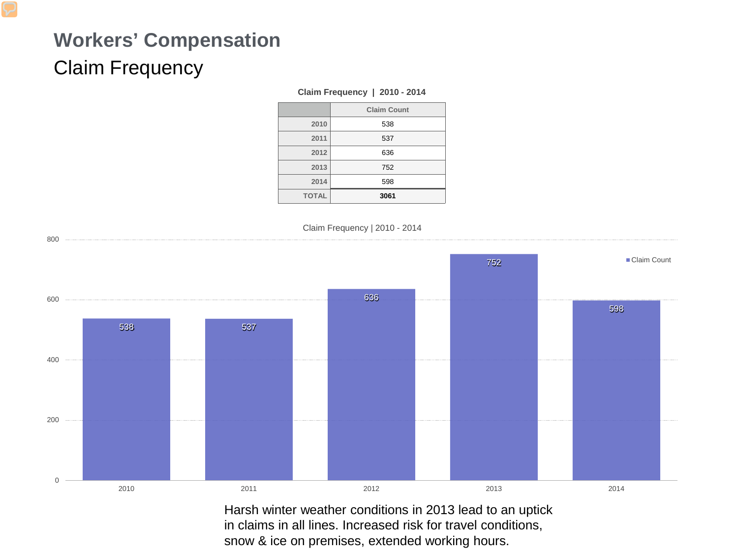# Workers' Compensation

## Claim Frequency

**Claim Frequency | 2010 - 2014**

| | Claim Count |
|---|---|
| 2010 | 538 |
| 2011 | 537 |
| 2012 | 636 |
| 2013 | 752 |
| 2014 | 598 |
| TOTAL | **3061** |

Harsh winter weather conditions in 2013 lead to an uptick in claims in all lines. Increased risk for travel conditions, snow & ice on premises, extended working hours.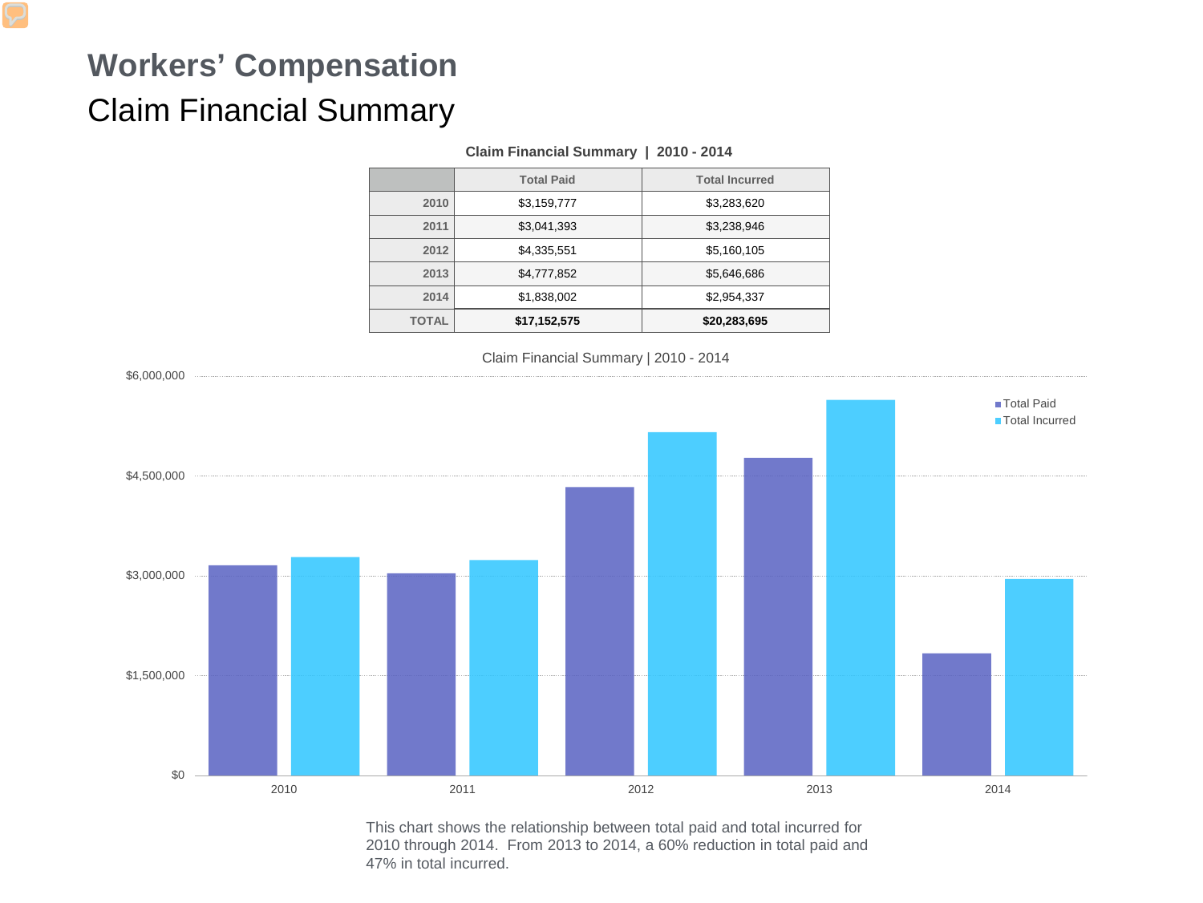# Workers' Compensation

## Claim Financial Summary

**Claim Financial Summary | 2010 - 2014**

| | Total Paid | Total Incurred |
|---|---|---|
| 2010 | $3,159,777 | $3,283,620 |
| 2011 | $3,041,393 | $3,238,946 |
| 2012 | $4,335,551 | $5,160,105 |
| 2013 | $4,777,852 | $5,646,686 |
| 2014 | $1,838,002 | $2,954,337 |
| TOTAL | **$17,152,575** | **$20,283,695** |

Claim Financial Summary | 2010 - 2014

This chart shows the relationship between total paid and total incurred for 2010 through 2014. From 2013 to 2014, a 60% reduction in total paid and 47% in total incurred.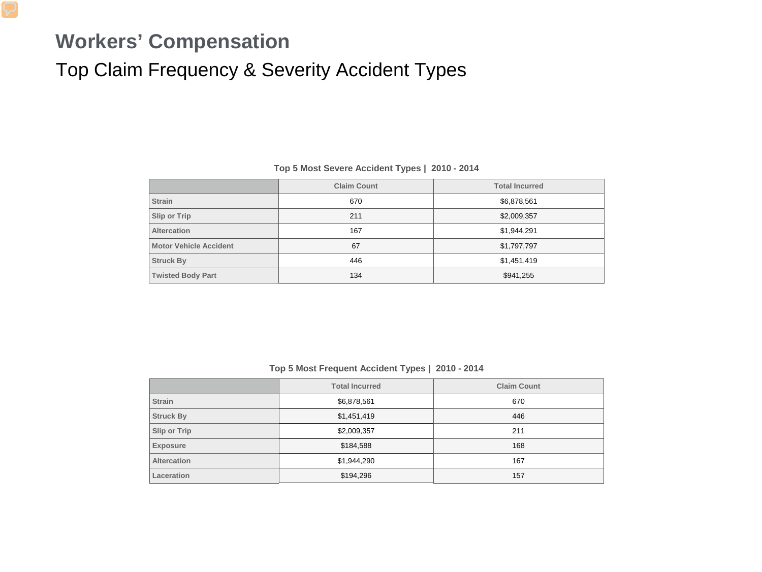# Workers' Compensation

## Top Claim Frequency & Severity Accident Types

**Top 5 Most Severe Accident Types | 2010 - 2014**

| | Claim Count | Total Incurred |
|---|---|---|
| Strain | 670 | $6,878,561 |
| Slip or Trip | 211 | $2,009,357 |
| Altercation | 167 | $1,944,291 |
| Motor Vehicle Accident | 67 | $1,797,797 |
| Struck By | 446 | $1,451,419 |
| Twisted Body Part | 134 | $941,255 |

**Top 5 Most Frequent Accident Types | 2010 - 2014**

| | Total Incurred | Claim Count |
|---|---|---|
| Strain | $6,878,561 | 670 |
| Struck By | $1,451,419 | 446 |
| Slip or Trip | $2,009,357 | 211 |
| Exposure | $184,588 | 168 |
| Altercation | $1,944,290 | 167 |
| Laceration | $194,296 | 157 |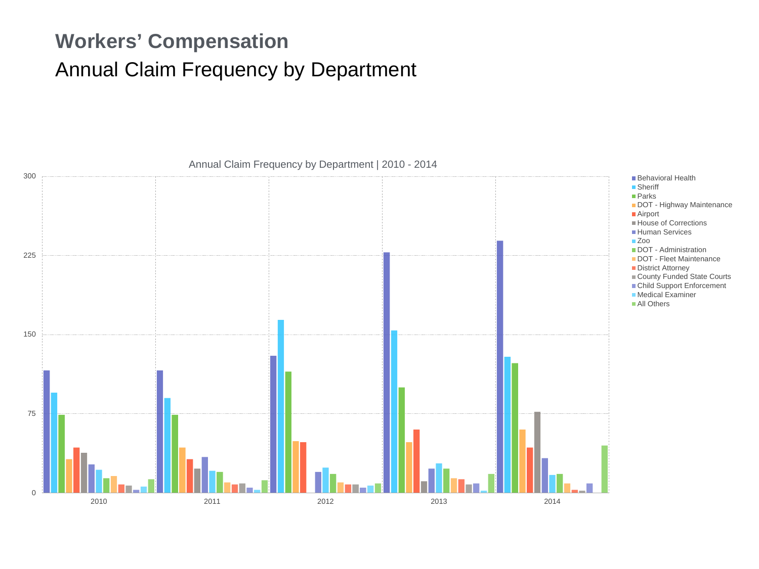# Workers' Compensation

## Annual Claim Frequency by Department

Annual Claim Frequency by Department | 2010 - 2014

300
225
150
75
0

2010 2011 2012 2013 2014

- Behavioral Health
- Sheriff
- Parks
- DOT - Highway Maintenance
- Airport
- House of Corrections
- Human Services
- Zoo
- DOT - Administration
- DOT - Fleet Maintenance
- District Attorney
- County Funded State Courts
- Child Support Enforcement
- Medical Examiner
- All Others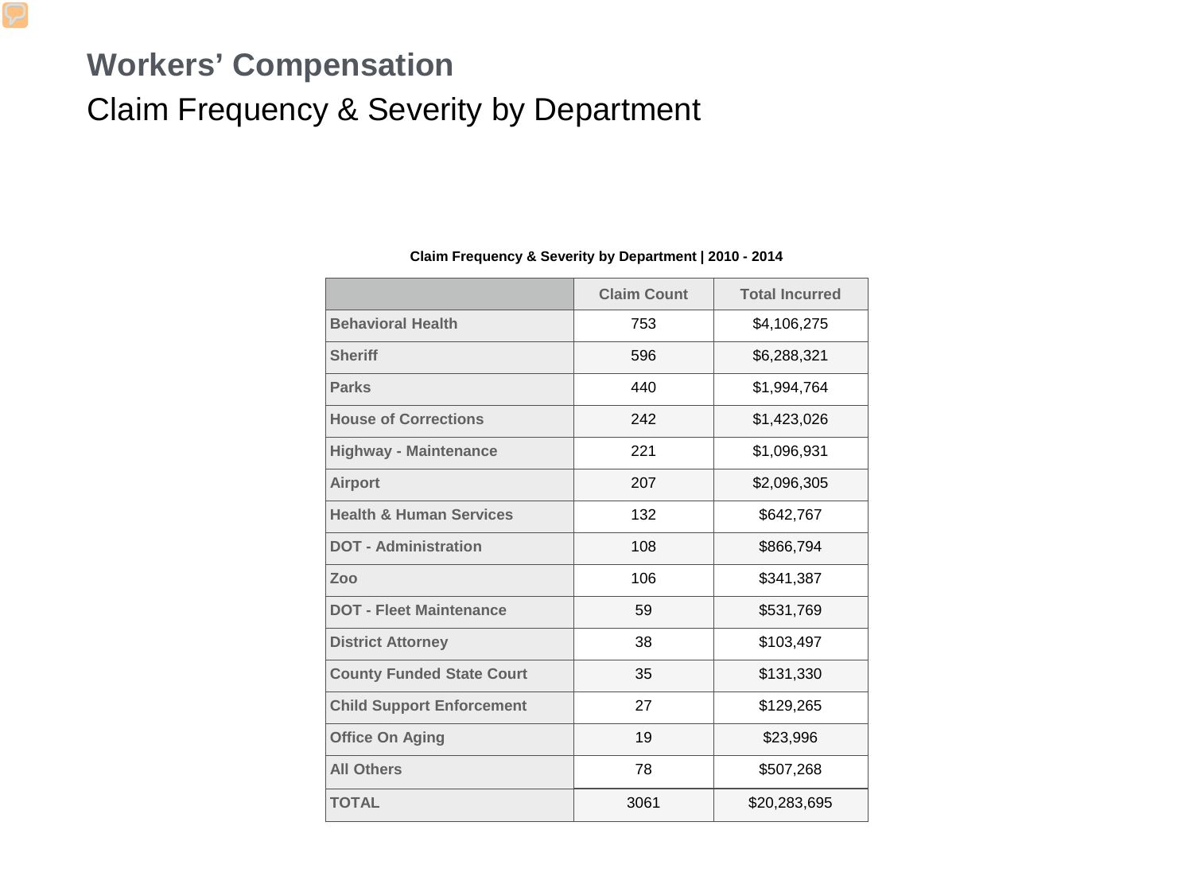# Workers' Compensation

## Claim Frequency & Severity by Department

**Claim Frequency & Severity by Department | 2010 - 2014**

| | Claim Count | Total Incurred |
|---|---|---|
| **Behavioral Health** | 753 | $4,106,275 |
| **Sheriff** | 596 | $6,288,321 |
| **Parks** | 440 | $1,994,764 |
| **House of Corrections** | 242 | $1,423,026 |
| **Highway - Maintenance** | 221 | $1,096,931 |
| **Airport** | 207 | $2,096,305 |
| **Health & Human Services** | 132 | $642,767 |
| **DOT - Administration** | 108 | $866,794 |
| **Zoo** | 106 | $341,387 |
| **DOT - Fleet Maintenance** | 59 | $531,769 |
| **District Attorney** | 38 | $103,497 |
| **County Funded State Court** | 35 | $131,330 |
| **Child Support Enforcement** | 27 | $129,265 |
| **Office On Aging** | 19 | $23,996 |
| **All Others** | 78 | $507,268 |
| **TOTAL** | 3061 | $20,283,695 |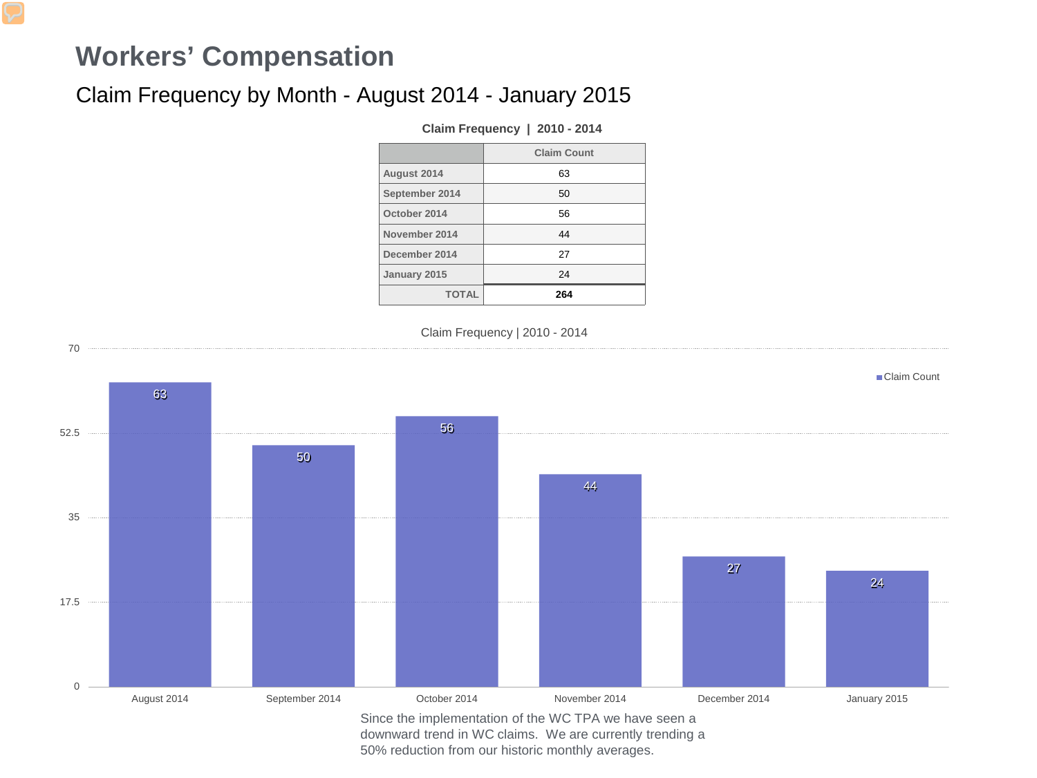# Workers' Compensation

## Claim Frequency by Month - August 2014 - January 2015

**Claim Frequency | 2010 - 2014**

| | Claim Count |
|---|---|
| August 2014 | 63 |
| September 2014 | 50 |
| October 2014 | 56 |
| November 2014 | 44 |
| December 2014 | 27 |
| January 2015 | 24 |
| TOTAL | **264** |

Claim Frequency | 2010 - 2014

| | Claim Count |
|---|---|
| August 2014 | 63 |
| September 2014 | 50 |
| October 2014 | 56 |
| November 2014 | 44 |
| December 2014 | 27 |
| January 2015 | 24 |

Since the implementation of the WC TPA we have seen a downward trend in WC claims. We are currently trending a 50% reduction from our historic monthly averages.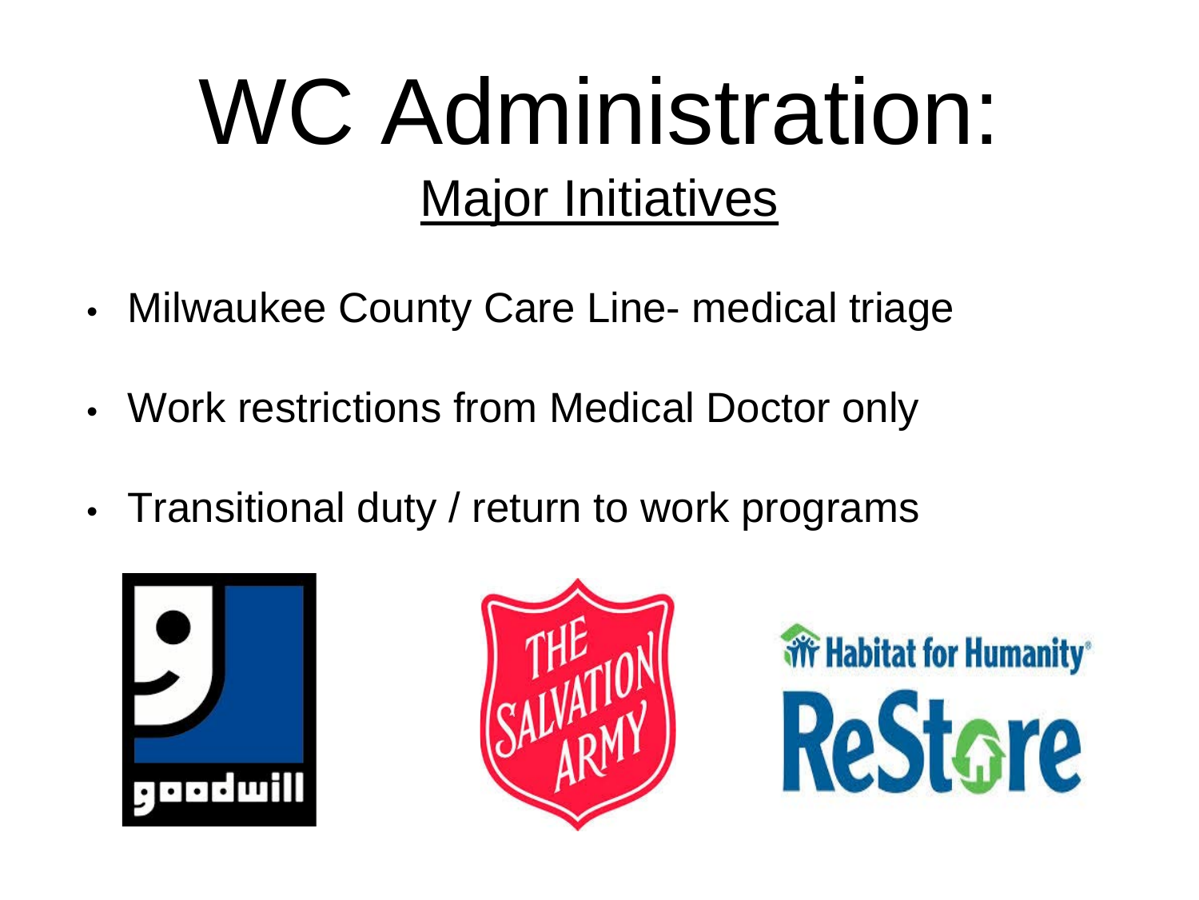# WC Administration:

## Major Initiatives

- Milwaukee County Care Line- medical triage
- Work restrictions from Medical Doctor only
- Transitional duty / return to work programs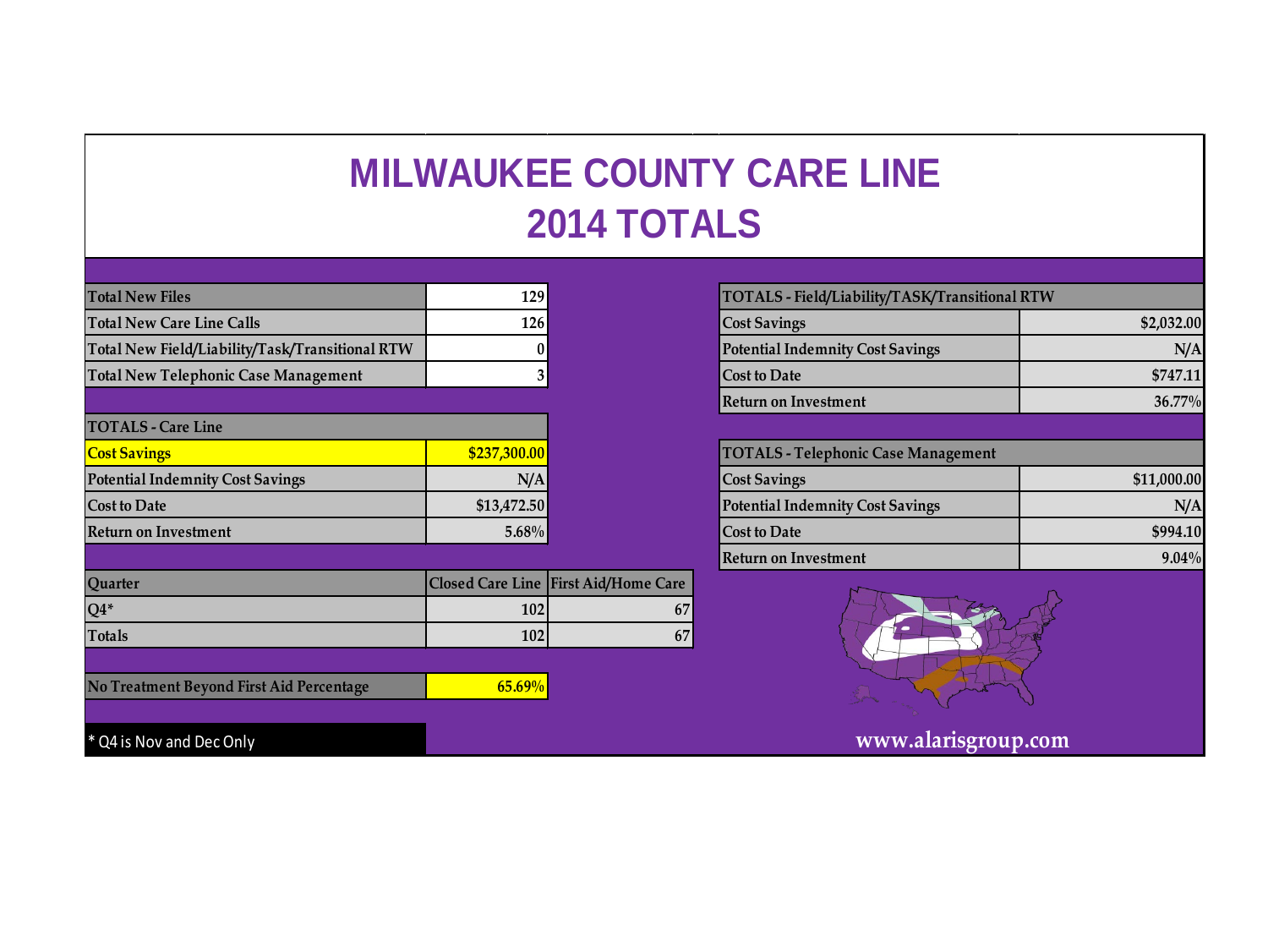# MILWAUKEE COUNTY CARE LINE
# 2014 TOTALS

| Total New Files | 129 |
|---|---|
| Total New Care Line Calls | 126 |
| Total New Field/Liability/Task/Transitional RTW | 0 |
| Total New Telephonic Case Management | 3 |

| TOTALS - Care Line | |
|---|---|
| **Cost Savings** | **$237,300.00** |
| Potential Indemnity Cost Savings | N/A |
| Cost to Date | $13,472.50 |
| Return on Investment | 5.68% |

| Quarter | Closed Care Line | First Aid/Home Care |
|---|---|---|
| Q4* | 102 | 67 |
| Totals | 102 | 67 |

| No Treatment Beyond First Aid Percentage | **65.69%** |
|---|---|

| TOTALS - Field/Liability/TASK/Transitional RTW | |
|---|---|
| Cost Savings | $2,032.00 |
| Potential Indemnity Cost Savings | N/A |
| Cost to Date | $747.11 |
| Return on Investment | 36.77% |

| TOTALS - Telephonic Case Management | |
|---|---|
| Cost Savings | $11,000.00 |
| Potential Indemnity Cost Savings | N/A |
| Cost to Date | $994.10 |
| Return on Investment | 9.04% |

* Q4 is Nov and Dec Only

www.alarisgroup.com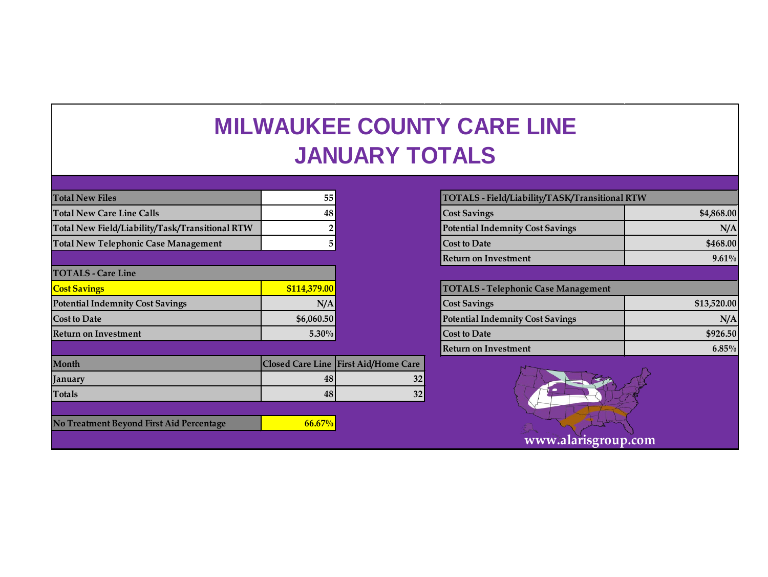# MILWAUKEE COUNTY CARE LINE
# JANUARY TOTALS

| Total New Files | 55 |
|---|---|
| Total New Care Line Calls | 48 |
| Total New Field/Liability/Task/Transitional RTW | 2 |
| Total New Telephonic Case Management | 5 |

| TOTALS - Care Line | |
|---|---|
| **Cost Savings** | **$114,379.00** |
| Potential Indemnity Cost Savings | N/A |
| Cost to Date | $6,060.50 |
| Return on Investment | 5.30% |

| Month | Closed Care Line | First Aid/Home Care |
|---|---|---|
| January | 48 | 32 |
| Totals | 48 | 32 |

| No Treatment Beyond First Aid Percentage | 66.67% |
|---|---|

| TOTALS - Field/Liability/TASK/Transitional RTW | |
|---|---|
| Cost Savings | $4,868.00 |
| Potential Indemnity Cost Savings | N/A |
| Cost to Date | $468.00 |
| Return on Investment | 9.61% |

| TOTALS - Telephonic Case Management | |
|---|---|
| Cost Savings | $13,520.00 |
| Potential Indemnity Cost Savings | N/A |
| Cost to Date | $926.50 |
| Return on Investment | 6.85% |

www.alarisgroup.com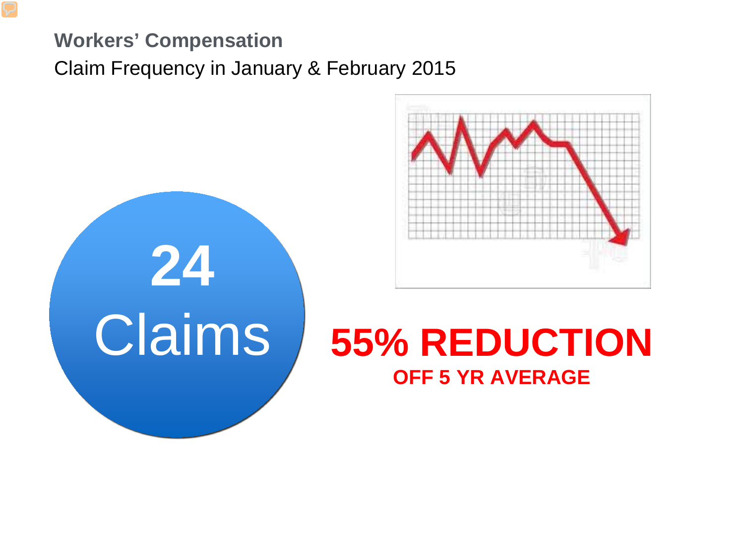**Workers' Compensation**

Claim Frequency in January & February 2015

**24**

Claims

**55% REDUCTION**

**OFF 5 YR AVERAGE**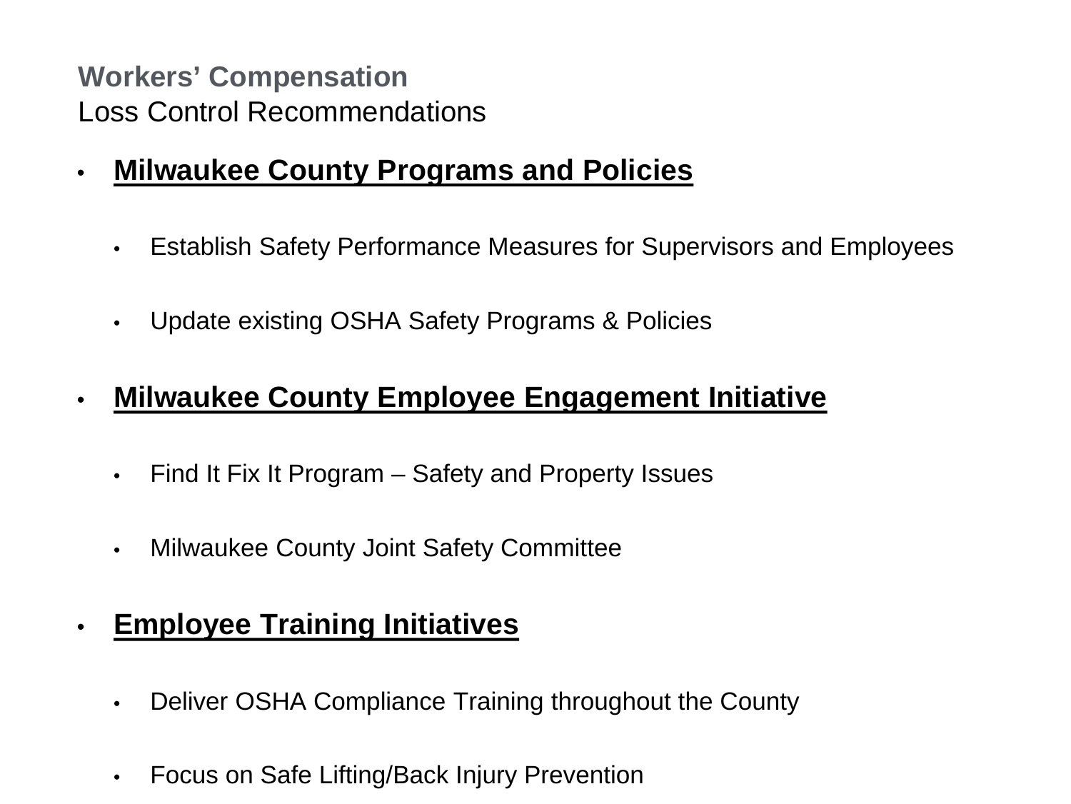## Workers' Compensation

Loss Control Recommendations

- **Milwaukee County Programs and Policies**
  - Establish Safety Performance Measures for Supervisors and Employees
  - Update existing OSHA Safety Programs & Policies
- **Milwaukee County Employee Engagement Initiative**
  - Find It Fix It Program – Safety and Property Issues
  - Milwaukee County Joint Safety Committee
- **Employee Training Initiatives**
  - Deliver OSHA Compliance Training throughout the County
  - Focus on Safe Lifting/Back Injury Prevention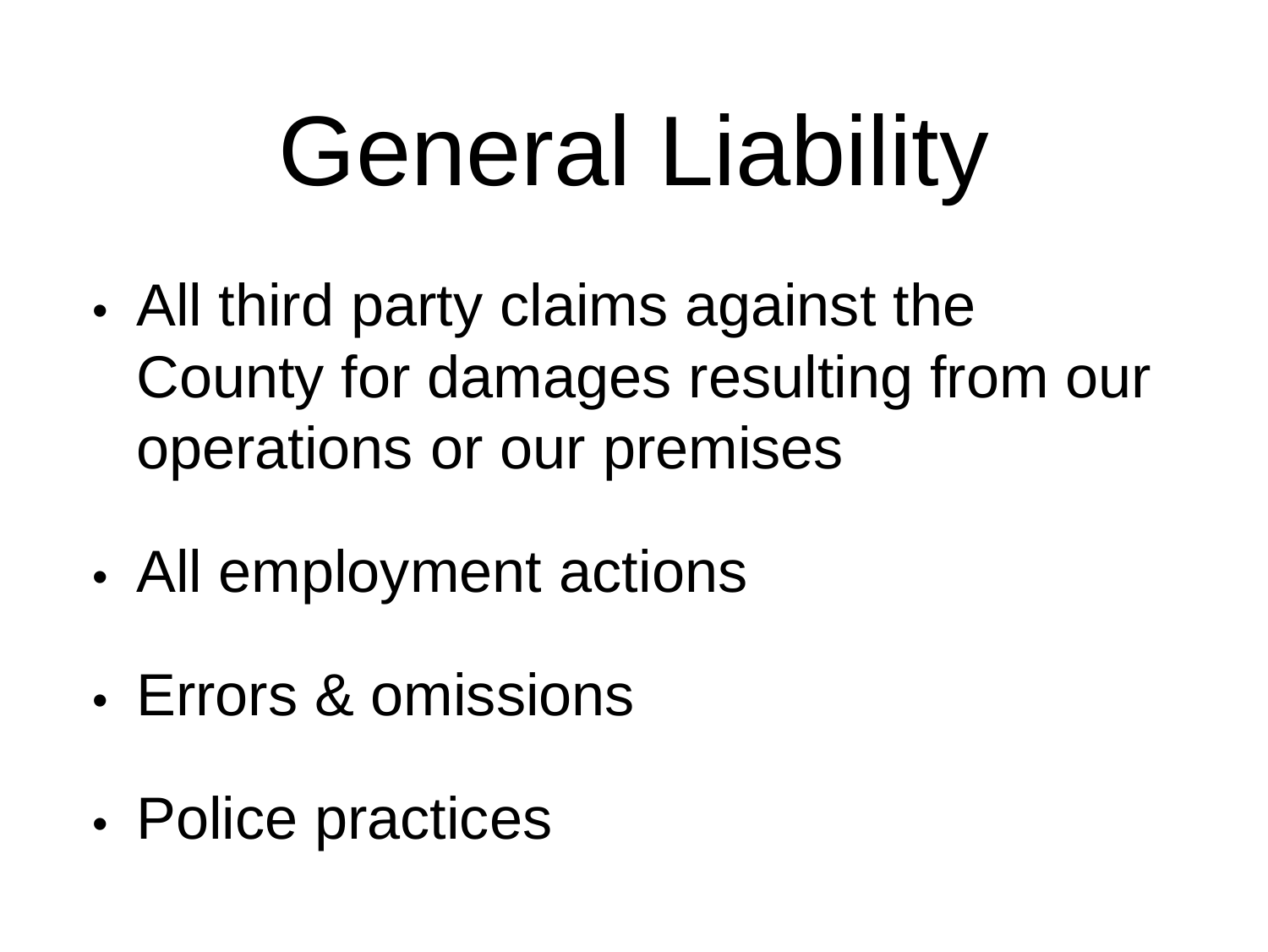# General Liability

- All third party claims against the County for damages resulting from our operations or our premises
- All employment actions
- Errors & omissions
- Police practices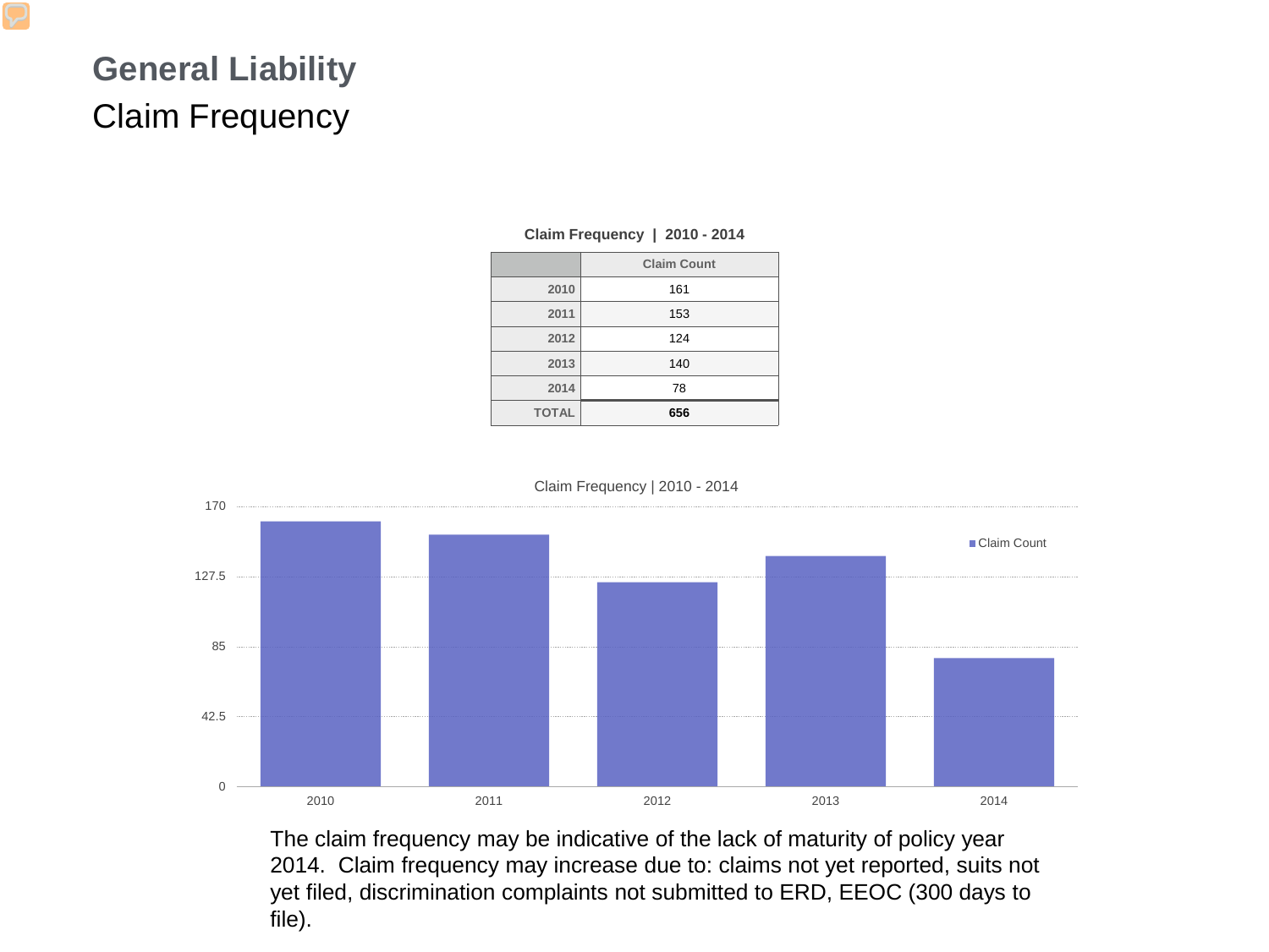# General Liability

## Claim Frequency

**Claim Frequency | 2010 - 2014**

| | Claim Count |
|---|---|
| 2010 | 161 |
| 2011 | 153 |
| 2012 | 124 |
| 2013 | 140 |
| 2014 | 78 |
| **TOTAL** | **656** |

The claim frequency may be indicative of the lack of maturity of policy year 2014. Claim frequency may increase due to: claims not yet reported, suits not yet filed, discrimination complaints not submitted to ERD, EEOC (300 days to file).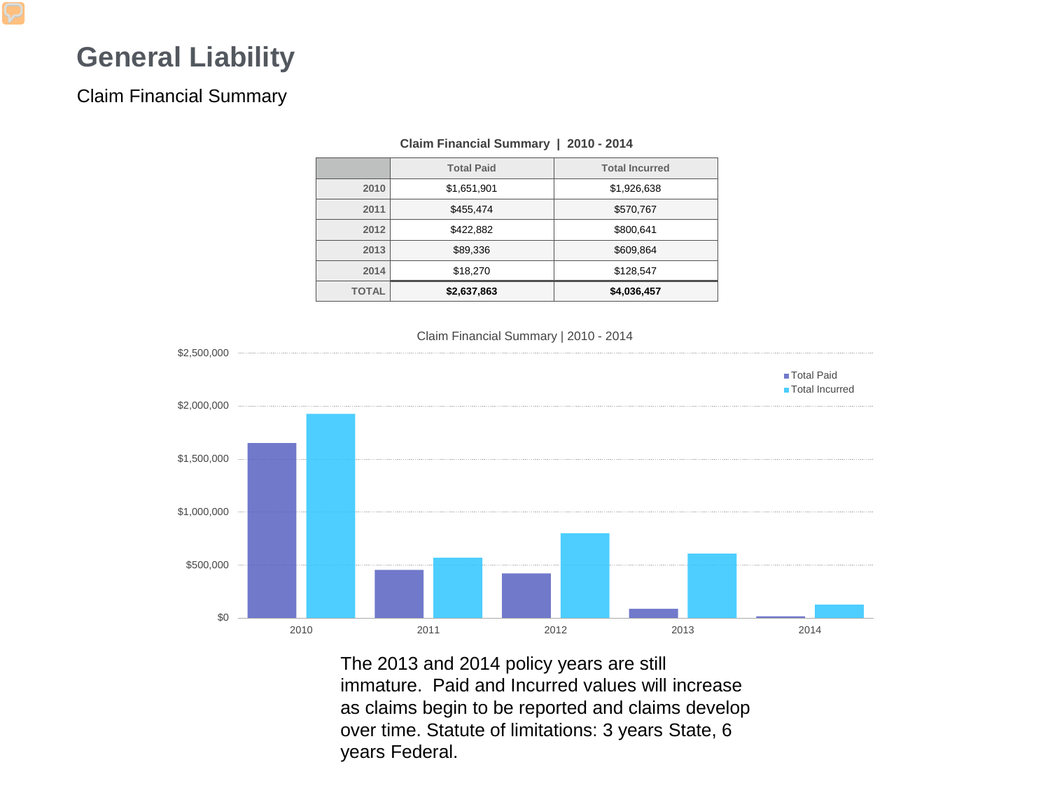# General Liability

## Claim Financial Summary

**Claim Financial Summary | 2010 - 2014**

| | Total Paid | Total Incurred |
|---|---|---|
| 2010 | $1,651,901 | $1,926,638 |
| 2011 | $455,474 | $570,767 |
| 2012 | $422,882 | $800,641 |
| 2013 | $89,336 | $609,864 |
| 2014 | $18,270 | $128,547 |
| **TOTAL** | **$2,637,863** | **$4,036,457** |

Claim Financial Summary | 2010 - 2014

The 2013 and 2014 policy years are still immature. Paid and Incurred values will increase as claims begin to be reported and claims develop over time. Statute of limitations: 3 years State, 6 years Federal.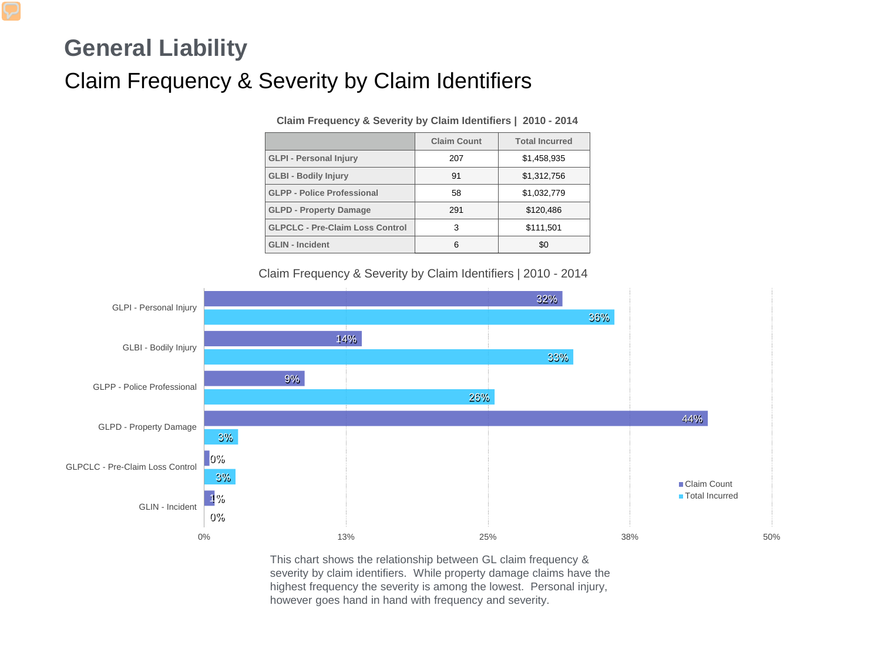# General Liability

## Claim Frequency & Severity by Claim Identifiers

**Claim Frequency & Severity by Claim Identifiers | 2010 - 2014**

| | Claim Count | Total Incurred |
|---|---|---|
| GLPI - Personal Injury | 207 | $1,458,935 |
| GLBI - Bodily Injury | 91 | $1,312,756 |
| GLPP - Police Professional | 58 | $1,032,779 |
| GLPD - Property Damage | 291 | $120,486 |
| GLPCLC - Pre-Claim Loss Control | 3 | $111,501 |
| GLIN - Incident | 6 | $0 |

Claim Frequency & Severity by Claim Identifiers | 2010 - 2014

| | Claim Count | Total Incurred |
|---|---|---|
| GLPI - Personal Injury | 32% | 36% |
| GLBI - Bodily Injury | 14% | 33% |
| GLPP - Police Professional | 9% | 26% |
| GLPD - Property Damage | 44% | 3% |
| GLPCLC - Pre-Claim Loss Control | 0% | 3% |
| GLIN - Incident | 1% | 0% |

This chart shows the relationship between GL claim frequency & severity by claim identifiers. While property damage claims have the highest frequency the severity is among the lowest. Personal injury, however goes hand in hand with frequency and severity.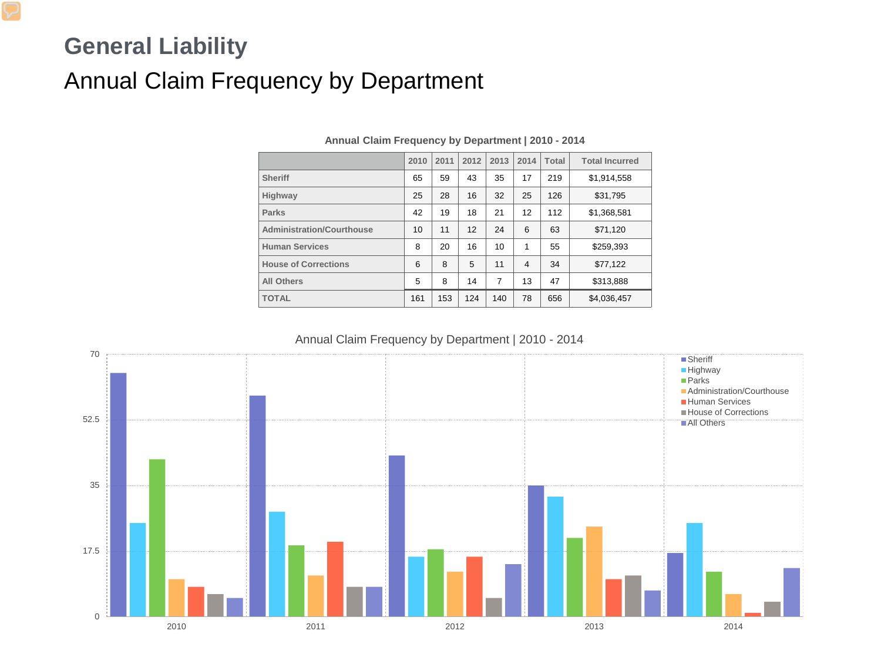# General Liability

## Annual Claim Frequency by Department

**Annual Claim Frequency by Department | 2010 - 2014**

| | 2010 | 2011 | 2012 | 2013 | 2014 | Total | Total Incurred |
|---|---|---|---|---|---|---|---|
| Sheriff | 65 | 59 | 43 | 35 | 17 | 219 | $1,914,558 |
| Highway | 25 | 28 | 16 | 32 | 25 | 126 | $31,795 |
| Parks | 42 | 19 | 18 | 21 | 12 | 112 | $1,368,581 |
| Administration/Courthouse | 10 | 11 | 12 | 24 | 6 | 63 | $71,120 |
| Human Services | 8 | 20 | 16 | 10 | 1 | 55 | $259,393 |
| House of Corrections | 6 | 8 | 5 | 11 | 4 | 34 | $77,122 |
| All Others | 5 | 8 | 14 | 7 | 13 | 47 | $313,888 |
| TOTAL | 161 | 153 | 124 | 140 | 78 | 656 | $4,036,457 |

Annual Claim Frequency by Department | 2010 - 2014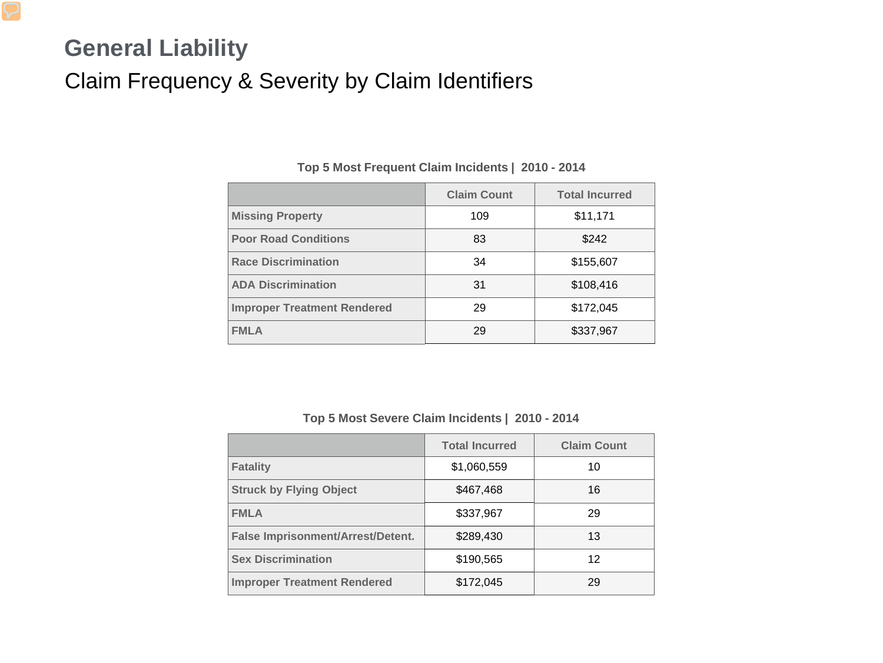# General Liability

## Claim Frequency & Severity by Claim Identifiers

**Top 5 Most Frequent Claim Incidents | 2010 - 2014**

| | Claim Count | Total Incurred |
|---|---|---|
| Missing Property | 109 | $11,171 |
| Poor Road Conditions | 83 | $242 |
| Race Discrimination | 34 | $155,607 |
| ADA Discrimination | 31 | $108,416 |
| Improper Treatment Rendered | 29 | $172,045 |
| FMLA | 29 | $337,967 |

**Top 5 Most Severe Claim Incidents | 2010 - 2014**

| | Total Incurred | Claim Count |
|---|---|---|
| Fatality | $1,060,559 | 10 |
| Struck by Flying Object | $467,468 | 16 |
| FMLA | $337,967 | 29 |
| False Imprisonment/Arrest/Detent. | $289,430 | 13 |
| Sex Discrimination | $190,565 | 12 |
| Improper Treatment Rendered | $172,045 | 29 |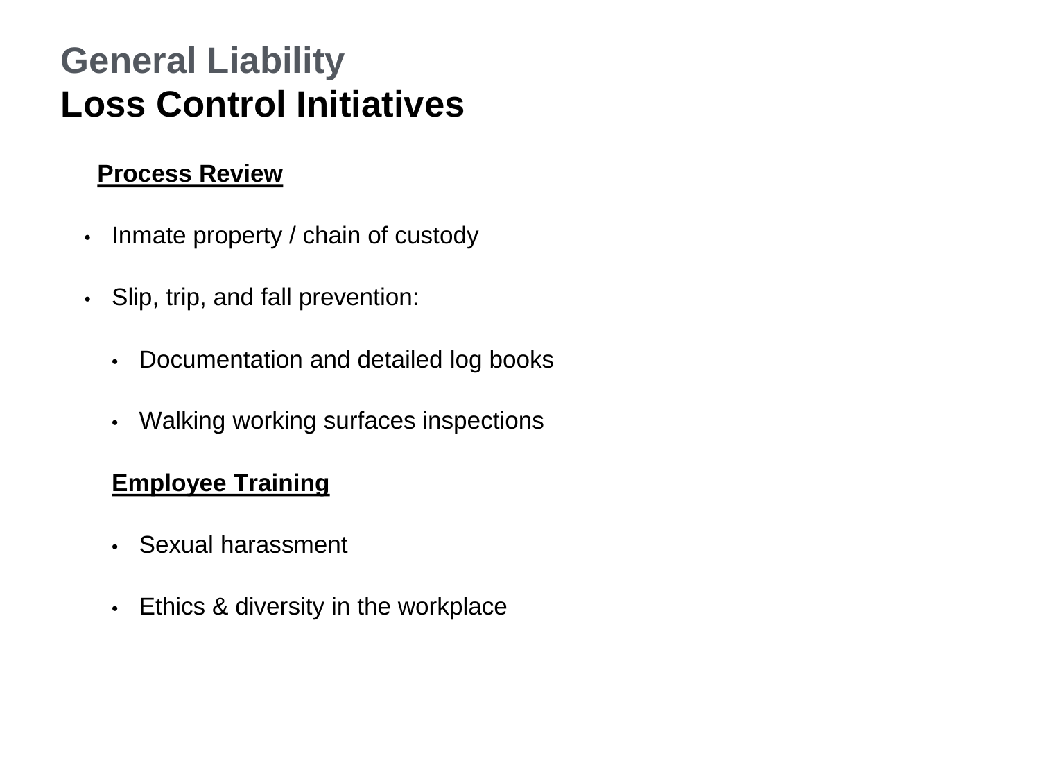# General Liability
## Loss Control Initiatives

**Process Review**

- Inmate property / chain of custody
- Slip, trip, and fall prevention:
  - Documentation and detailed log books
  - Walking working surfaces inspections

**Employee Training**

- Sexual harassment
- Ethics & diversity in the workplace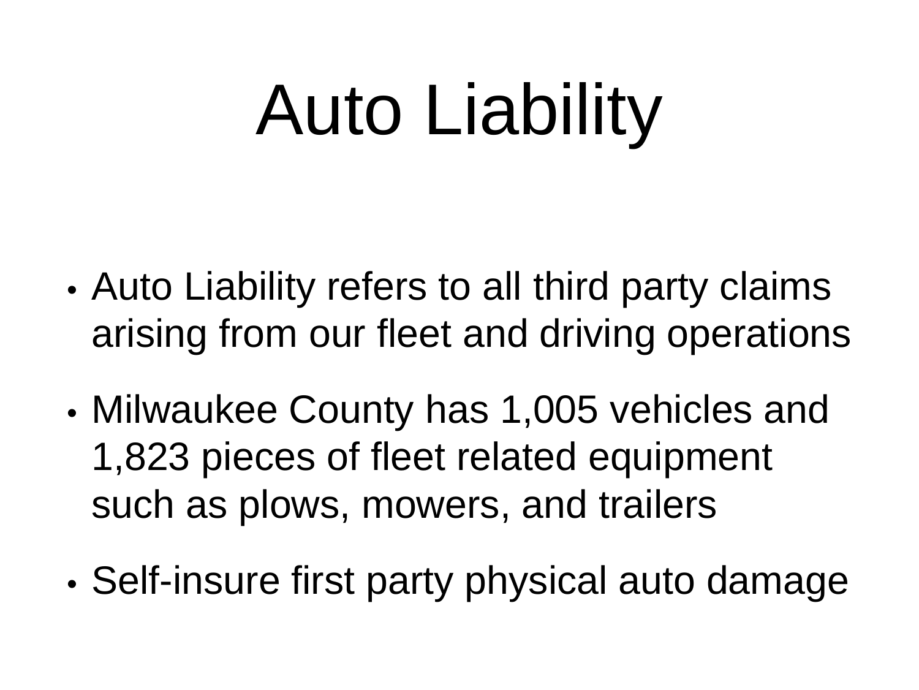# Auto Liability

- Auto Liability refers to all third party claims arising from our fleet and driving operations
- Milwaukee County has 1,005 vehicles and 1,823 pieces of fleet related equipment such as plows, mowers, and trailers
- Self-insure first party physical auto damage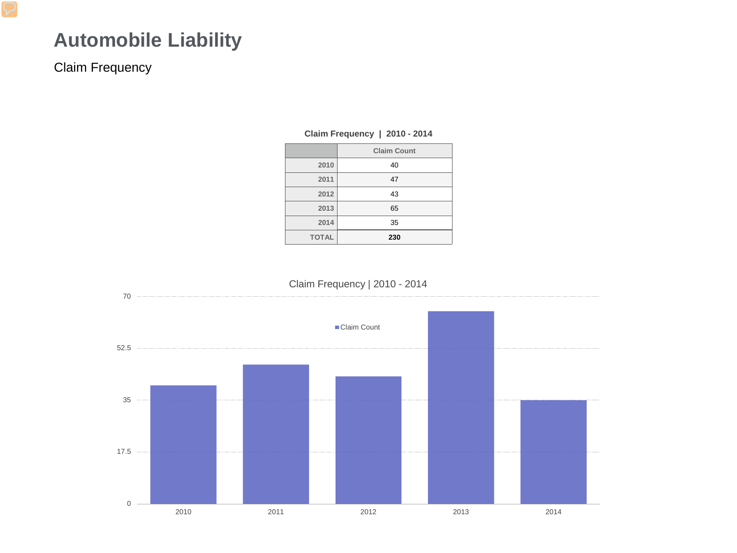# Automobile Liability

## Claim Frequency

**Claim Frequency | 2010 - 2014**

| | Claim Count |
|---|---|
| 2010 | 40 |
| 2011 | 47 |
| 2012 | 43 |
| 2013 | 65 |
| 2014 | 35 |
| TOTAL | **230** |

Claim Frequency | 2010 - 2014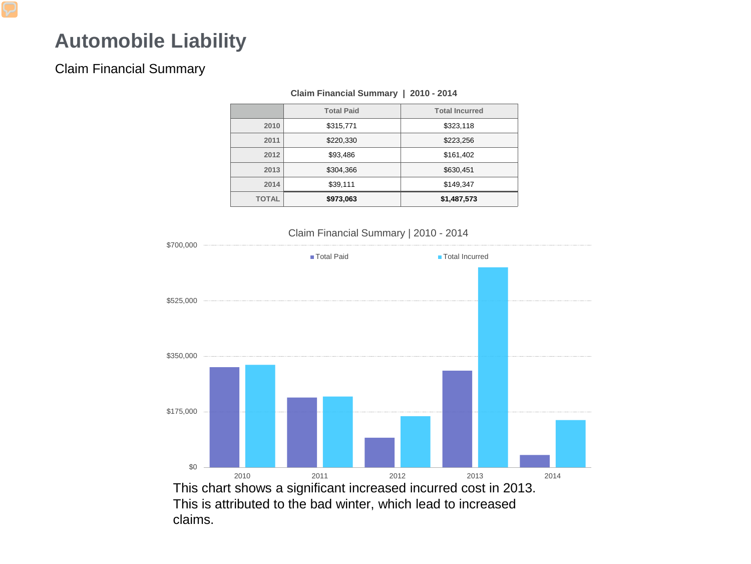# Automobile Liability

Claim Financial Summary

**Claim Financial Summary | 2010 - 2014**

| | Total Paid | Total Incurred |
|---|---|---|
| **2010** | $315,771 | $323,118 |
| **2011** | $220,330 | $223,256 |
| **2012** | $93,486 | $161,402 |
| **2013** | $304,366 | $630,451 |
| **2014** | $39,111 | $149,347 |
| **TOTAL** | **$973,063** | **$1,487,573** |

This chart shows a significant increased incurred cost in 2013. This is attributed to the bad winter, which lead to increased claims.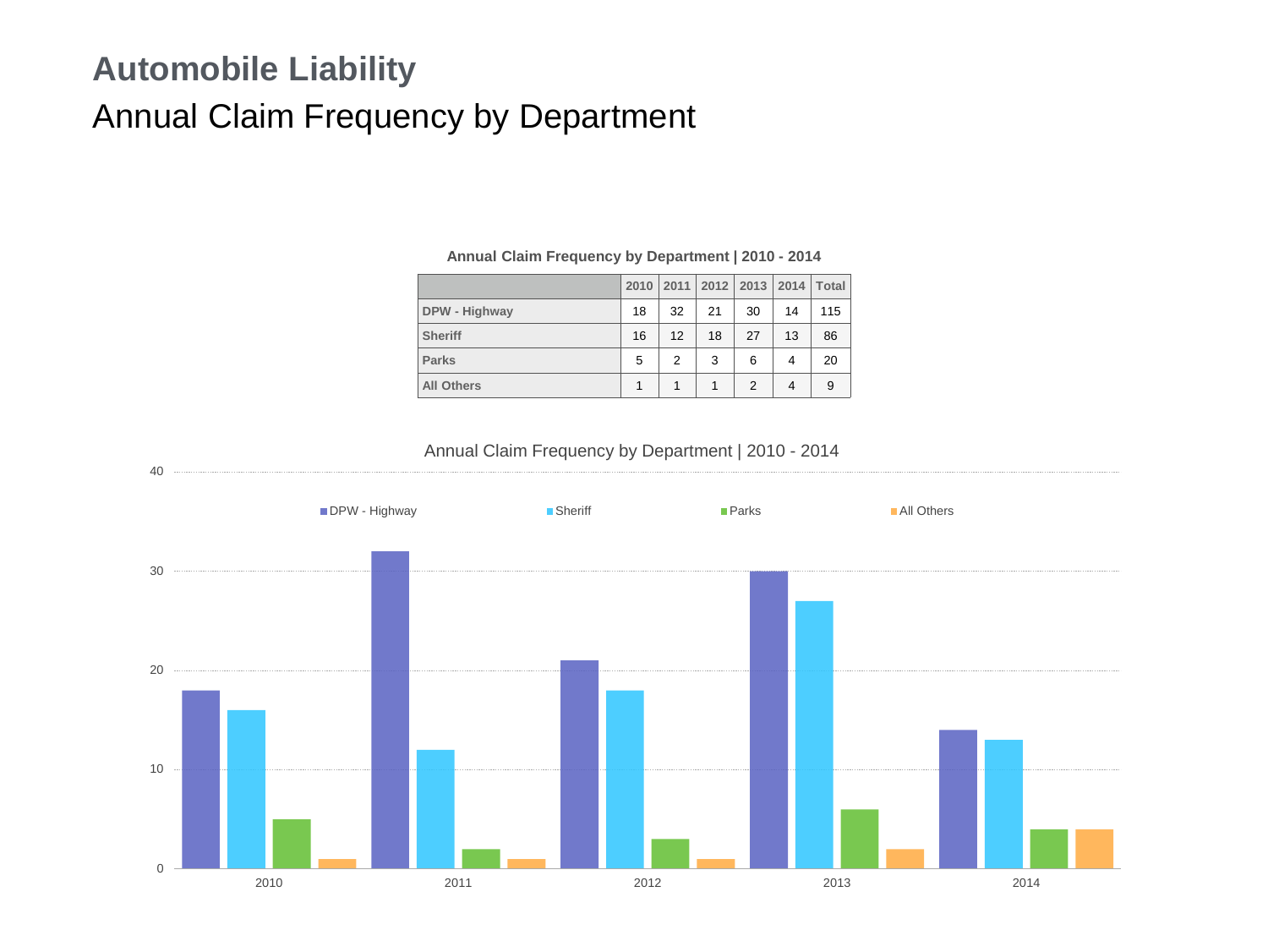# Automobile Liability

## Annual Claim Frequency by Department

**Annual Claim Frequency by Department | 2010 - 2014**

| | 2010 | 2011 | 2012 | 2013 | 2014 | Total |
|---|---|---|---|---|---|---|
| **DPW - Highway** | 18 | 32 | 21 | 30 | 14 | 115 |
| **Sheriff** | 16 | 12 | 18 | 27 | 13 | 86 |
| **Parks** | 5 | 2 | 3 | 6 | 4 | 20 |
| **All Others** | 1 | 1 | 1 | 2 | 4 | 9 |

Annual Claim Frequency by Department | 2010 - 2014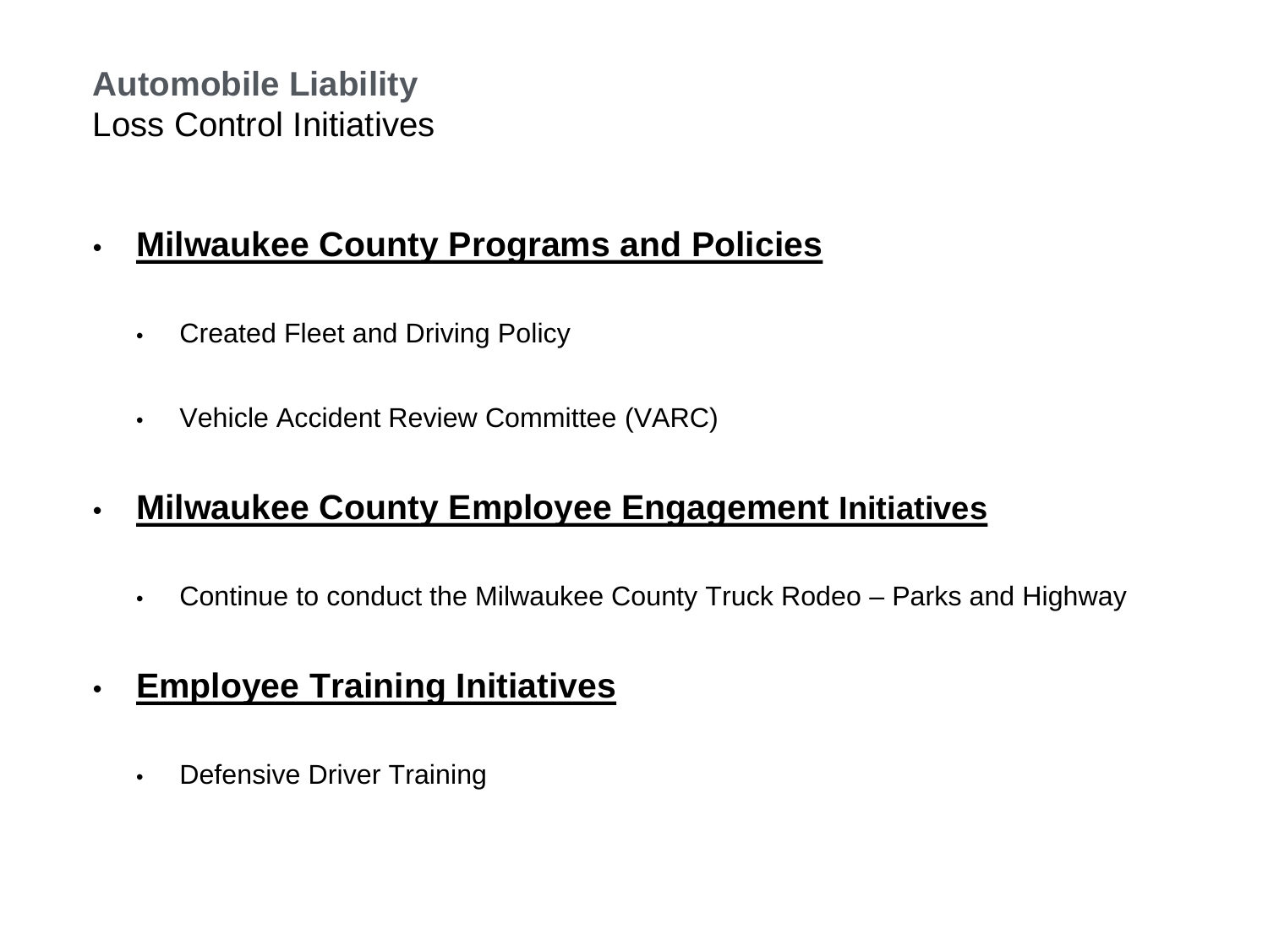## **Automobile Liability**
Loss Control Initiatives

- **Milwaukee County Programs and Policies**
  - Created Fleet and Driving Policy
  - Vehicle Accident Review Committee (VARC)
- **Milwaukee County Employee Engagement Initiatives**
  - Continue to conduct the Milwaukee County Truck Rodeo – Parks and Highway
- **Employee Training Initiatives**
  - Defensive Driver Training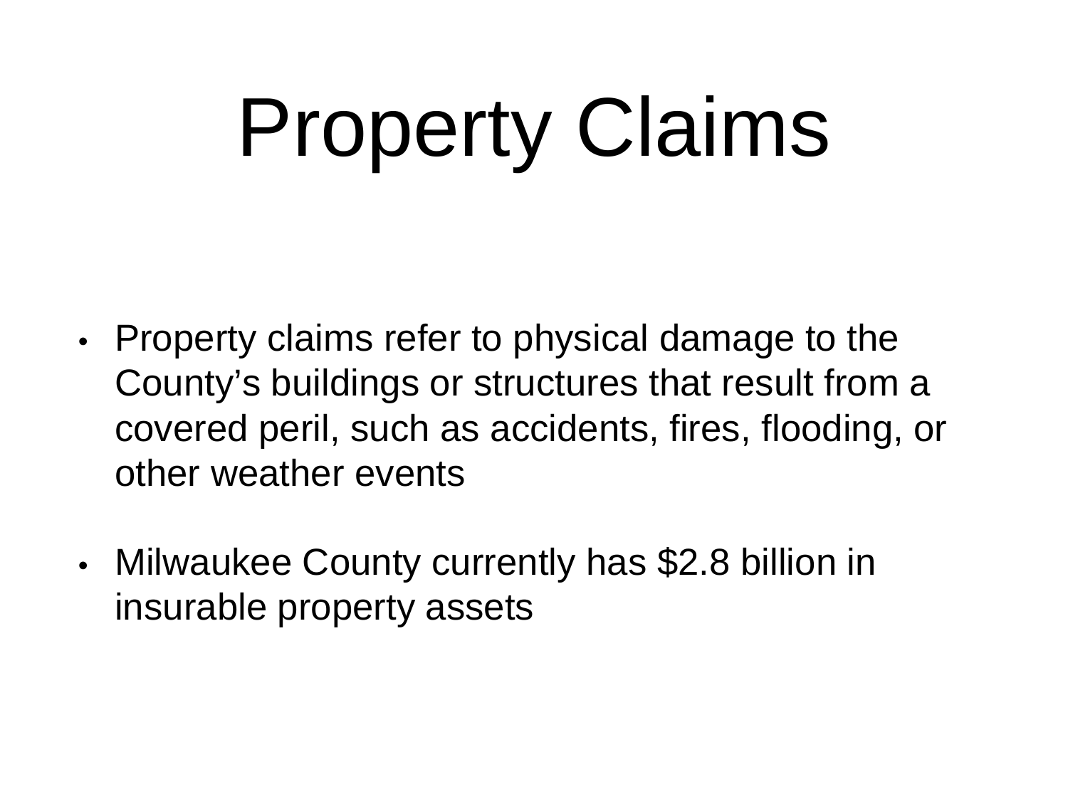# Property Claims

- Property claims refer to physical damage to the County's buildings or structures that result from a covered peril, such as accidents, fires, flooding, or other weather events
- Milwaukee County currently has $2.8 billion in insurable property assets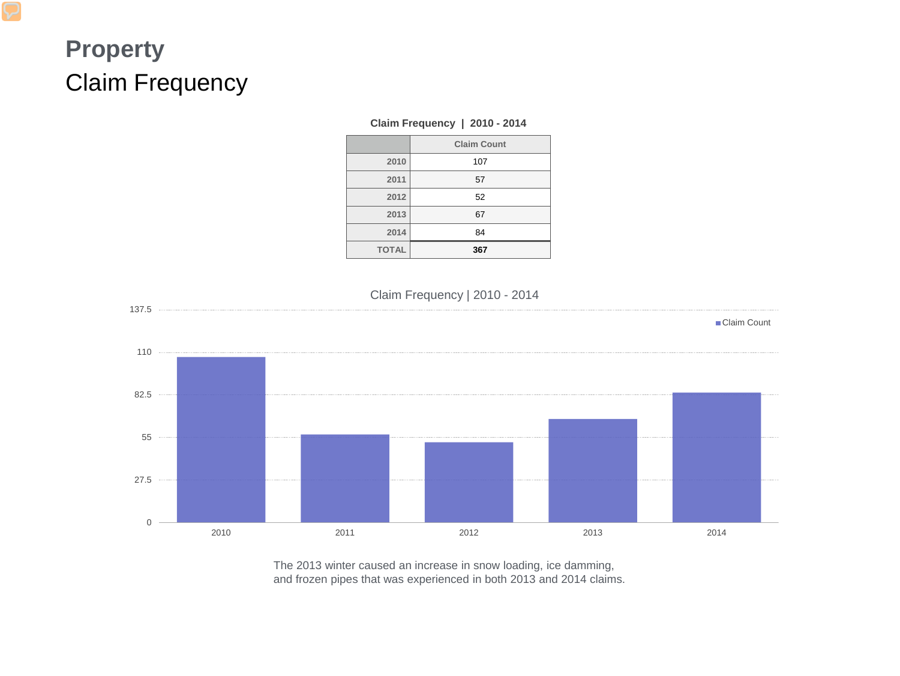# Property

## Claim Frequency

**Claim Frequency | 2010 - 2014**

| | Claim Count |
|---|---|
| 2010 | 107 |
| 2011 | 57 |
| 2012 | 52 |
| 2013 | 67 |
| 2014 | 84 |
| TOTAL | **367** |

Claim Frequency | 2010 - 2014

The 2013 winter caused an increase in snow loading, ice damming, and frozen pipes that was experienced in both 2013 and 2014 claims.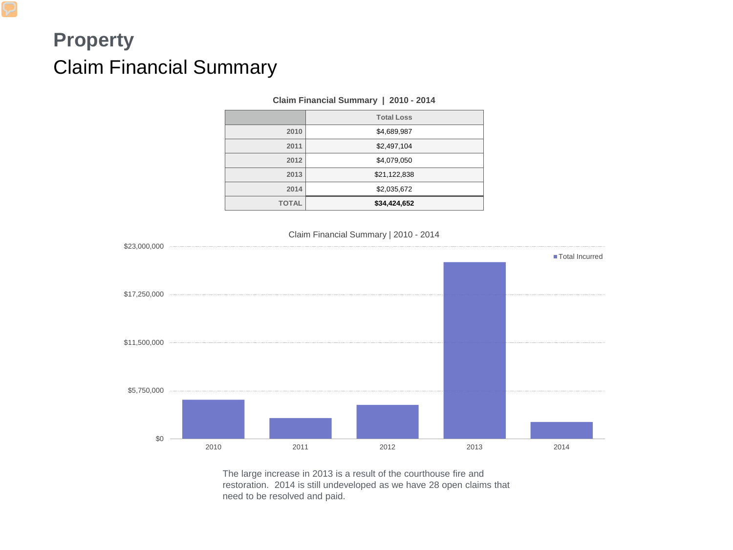# Property

## Claim Financial Summary

**Claim Financial Summary | 2010 - 2014**

| | Total Loss |
|---|---|
| 2010 | $4,689,987 |
| 2011 | $2,497,104 |
| 2012 | $4,079,050 |
| 2013 | $21,122,838 |
| 2014 | $2,035,672 |
| **TOTAL** | **$34,424,652** |

Claim Financial Summary | 2010 - 2014

| Year | Total Incurred |
|---|---|
| 2010 | $4,689,987 |
| 2011 | $2,497,104 |
| 2012 | $4,079,050 |
| 2013 | $21,122,838 |
| 2014 | $2,035,672 |

The large increase in 2013 is a result of the courthouse fire and restoration. 2014 is still undeveloped as we have 28 open claims that need to be resolved and paid.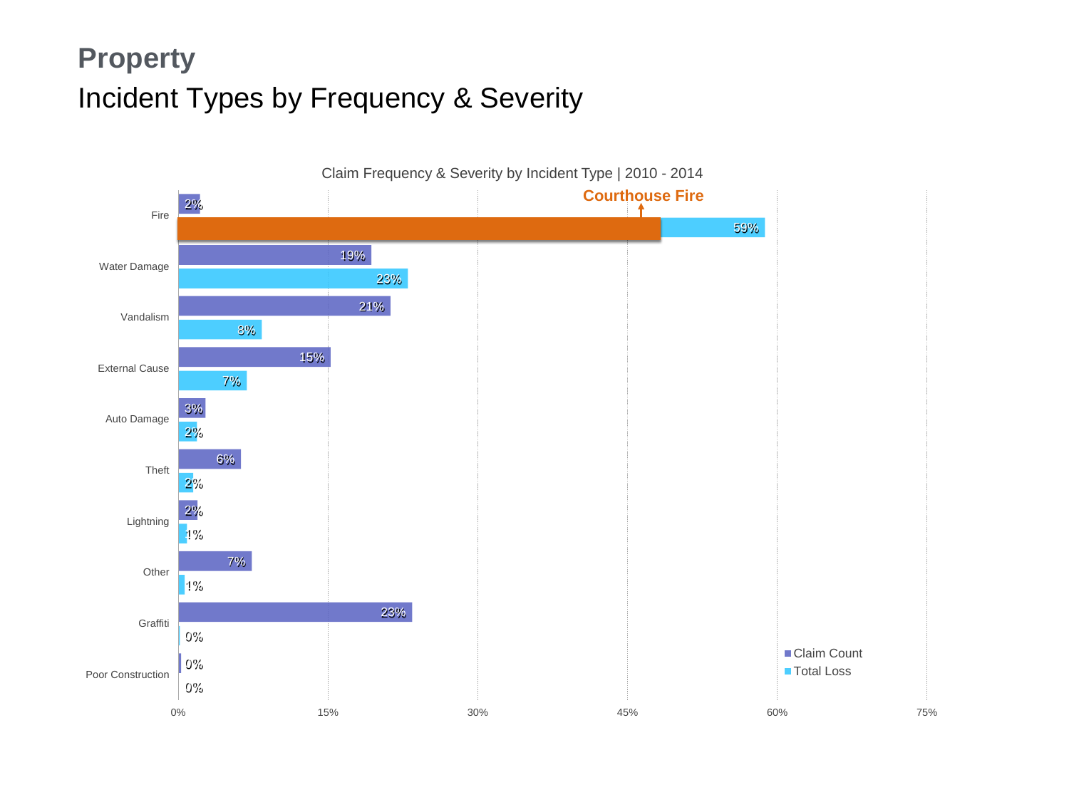# Property

## Incident Types by Frequency & Severity

Claim Frequency & Severity by Incident Type | 2010 - 2014

| Incident Type | Claim Count | Total Loss |
| --- | --- | --- |
| Fire | 2% | 59% |
| Water Damage | 19% | 23% |
| Vandalism | 21% | 8% |
| External Cause | 15% | 7% |
| Auto Damage | 3% | 2% |
| Theft | 6% | 2% |
| Lightning | 2% | 1% |
| Other | 7% | 1% |
| Graffiti | 23% | 0% |
| Poor Construction | 0% | 0% |

Courthouse Fire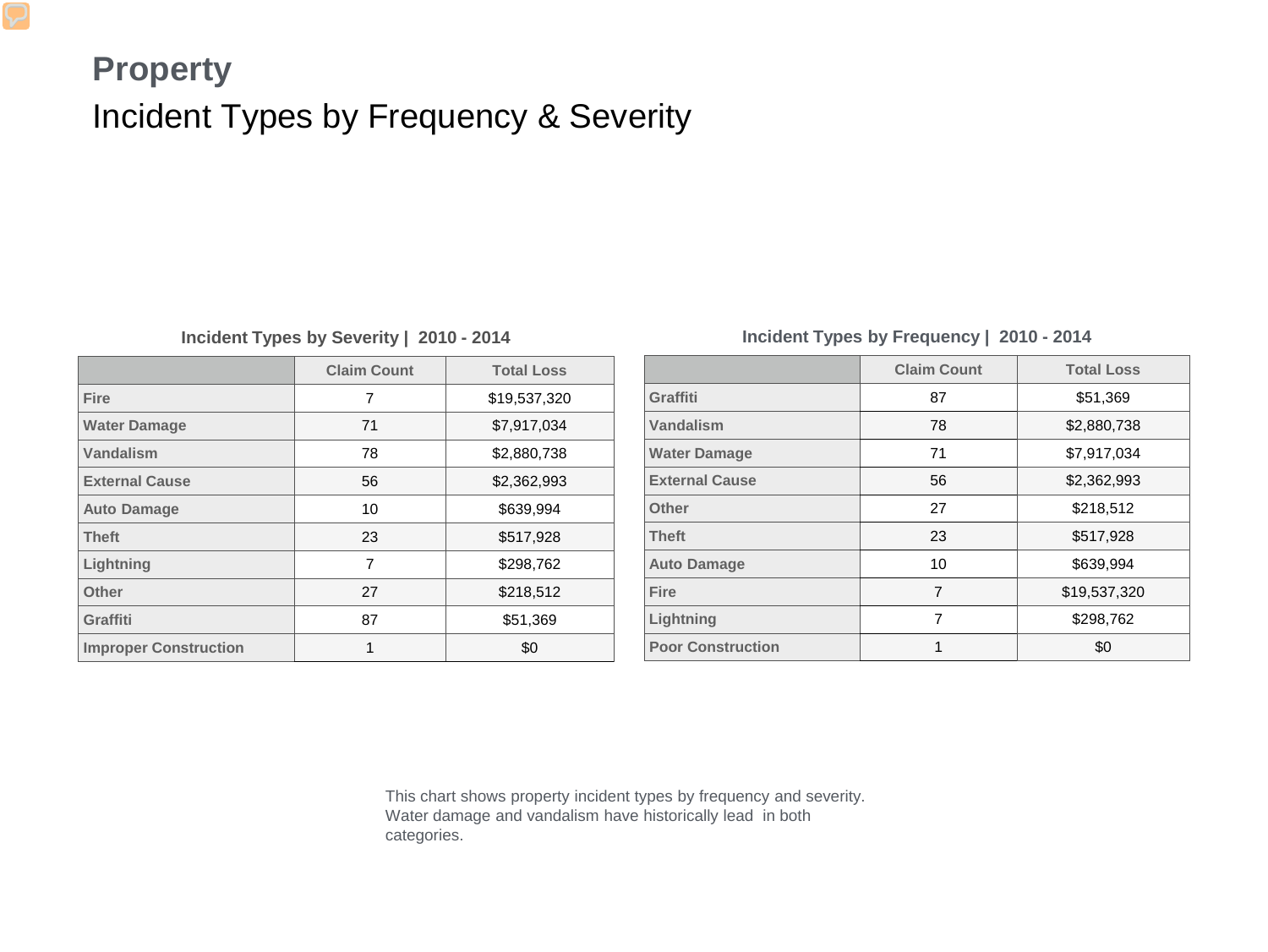# Property

## Incident Types by Frequency & Severity

**Incident Types by Severity | 2010 - 2014**

| | Claim Count | Total Loss |
|---|---|---|
| **Fire** | 7 | $19,537,320 |
| **Water Damage** | 71 | $7,917,034 |
| **Vandalism** | 78 | $2,880,738 |
| **External Cause** | 56 | $2,362,993 |
| **Auto Damage** | 10 | $639,994 |
| **Theft** | 23 | $517,928 |
| **Lightning** | 7 | $298,762 |
| **Other** | 27 | $218,512 |
| **Graffiti** | 87 | $51,369 |
| **Improper Construction** | 1 | $0 |

**Incident Types by Frequency | 2010 - 2014**

| | Claim Count | Total Loss |
|---|---|---|
| **Graffiti** | 87 | $51,369 |
| **Vandalism** | 78 | $2,880,738 |
| **Water Damage** | 71 | $7,917,034 |
| **External Cause** | 56 | $2,362,993 |
| **Other** | 27 | $218,512 |
| **Theft** | 23 | $517,928 |
| **Auto Damage** | 10 | $639,994 |
| **Fire** | 7 | $19,537,320 |
| **Lightning** | 7 | $298,762 |
| **Poor Construction** | 1 | $0 |

This chart shows property incident types by frequency and severity. Water damage and vandalism have historically lead in both categories.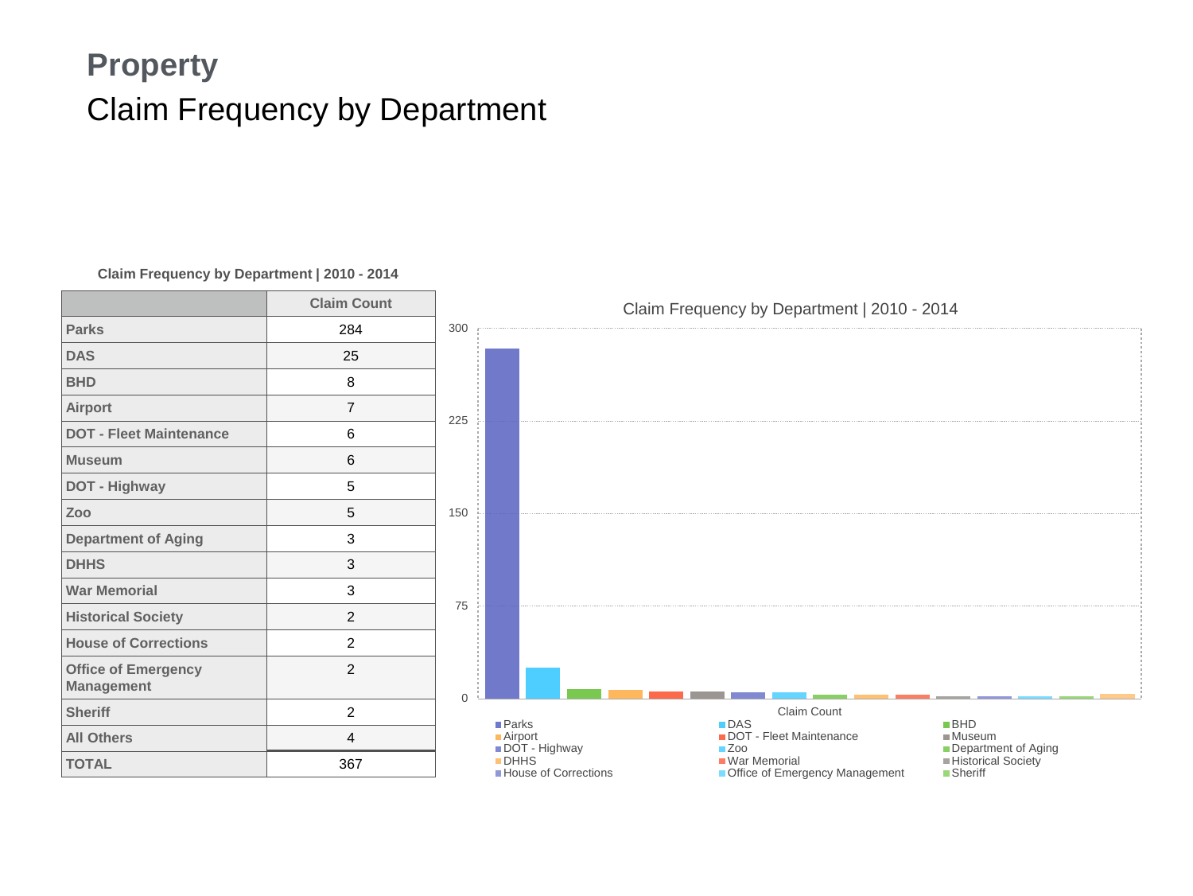# Property

## Claim Frequency by Department

**Claim Frequency by Department | 2010 - 2014**

| | Claim Count |
|---|---|
| **Parks** | 284 |
| **DAS** | 25 |
| **BHD** | 8 |
| **Airport** | 7 |
| **DOT - Fleet Maintenance** | 6 |
| **Museum** | 6 |
| **DOT - Highway** | 5 |
| **Zoo** | 5 |
| **Department of Aging** | 3 |
| **DHHS** | 3 |
| **War Memorial** | 3 |
| **Historical Society** | 2 |
| **House of Corrections** | 2 |
| **Office of Emergency Management** | 2 |
| **Sheriff** | 2 |
| **All Others** | 4 |
| **TOTAL** | 367 |

Claim Frequency by Department | 2010 - 2014

300
225
150
75
0

Claim Count

Parks, DAS, BHD, Airport, DOT - Fleet Maintenance, Museum, DOT - Highway, Zoo, Department of Aging, DHHS, War Memorial, Historical Society, House of Corrections, Office of Emergency Management, Sheriff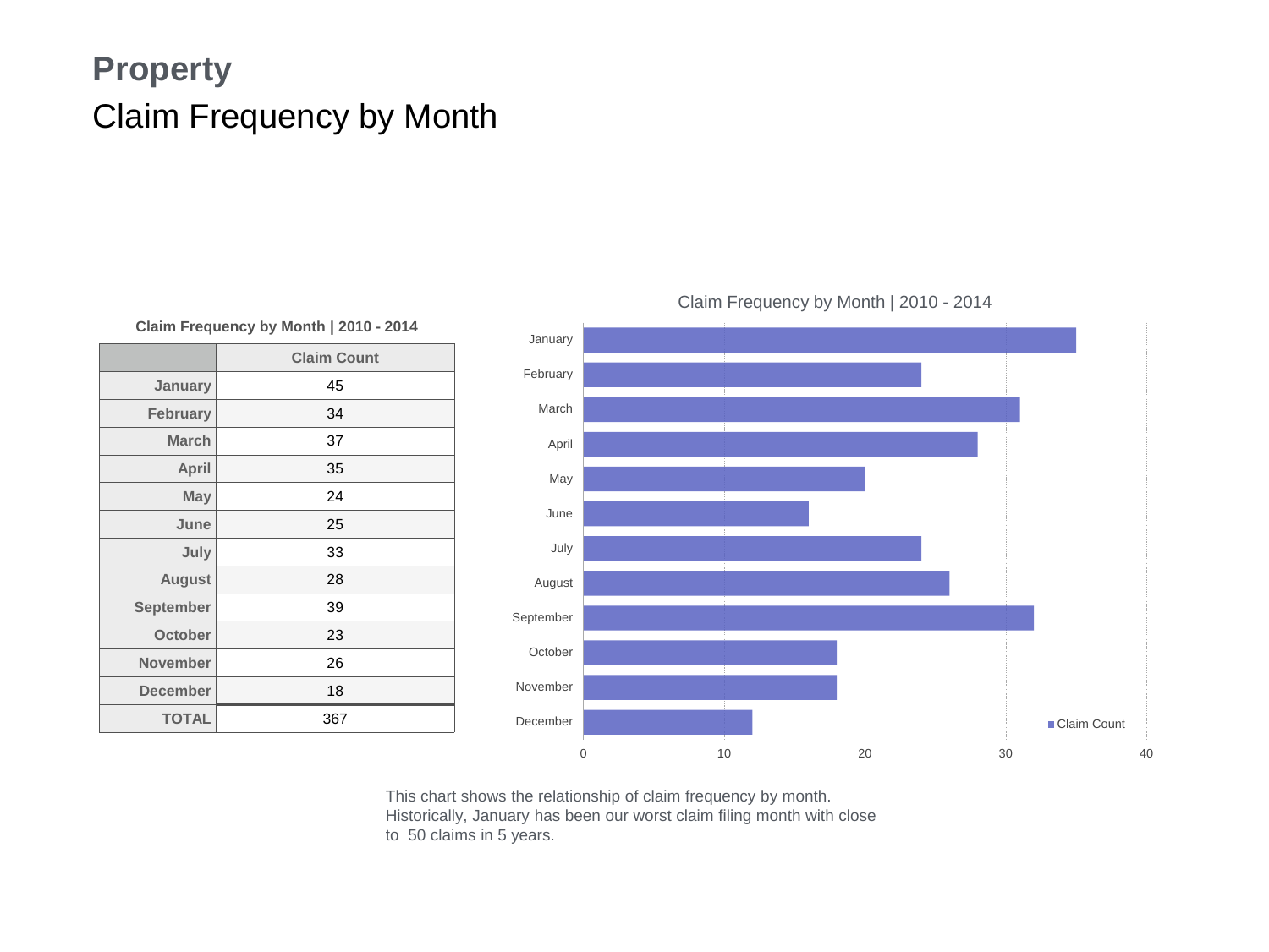# Property

## Claim Frequency by Month

**Claim Frequency by Month | 2010 - 2014**

| | Claim Count |
|---|---|
| January | 45 |
| February | 34 |
| March | 37 |
| April | 35 |
| May | 24 |
| June | 25 |
| July | 33 |
| August | 28 |
| September | 39 |
| October | 23 |
| November | 26 |
| December | 18 |
| TOTAL | 367 |

This chart shows the relationship of claim frequency by month. Historically, January has been our worst claim filing month with close to 50 claims in 5 years.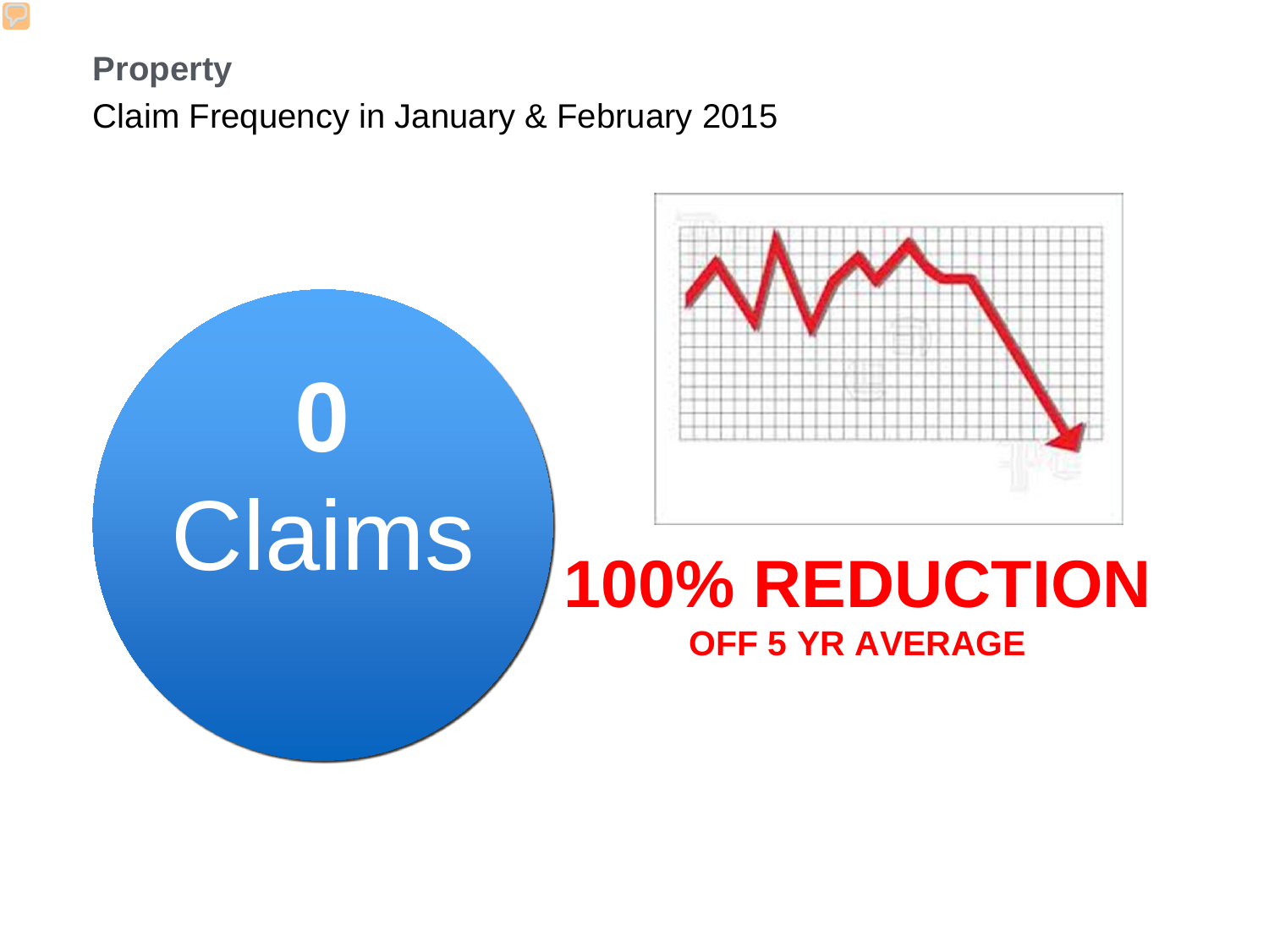**Property**

Claim Frequency in January & February 2015

**0**

Claims

**100% REDUCTION**

**OFF 5 YR AVERAGE**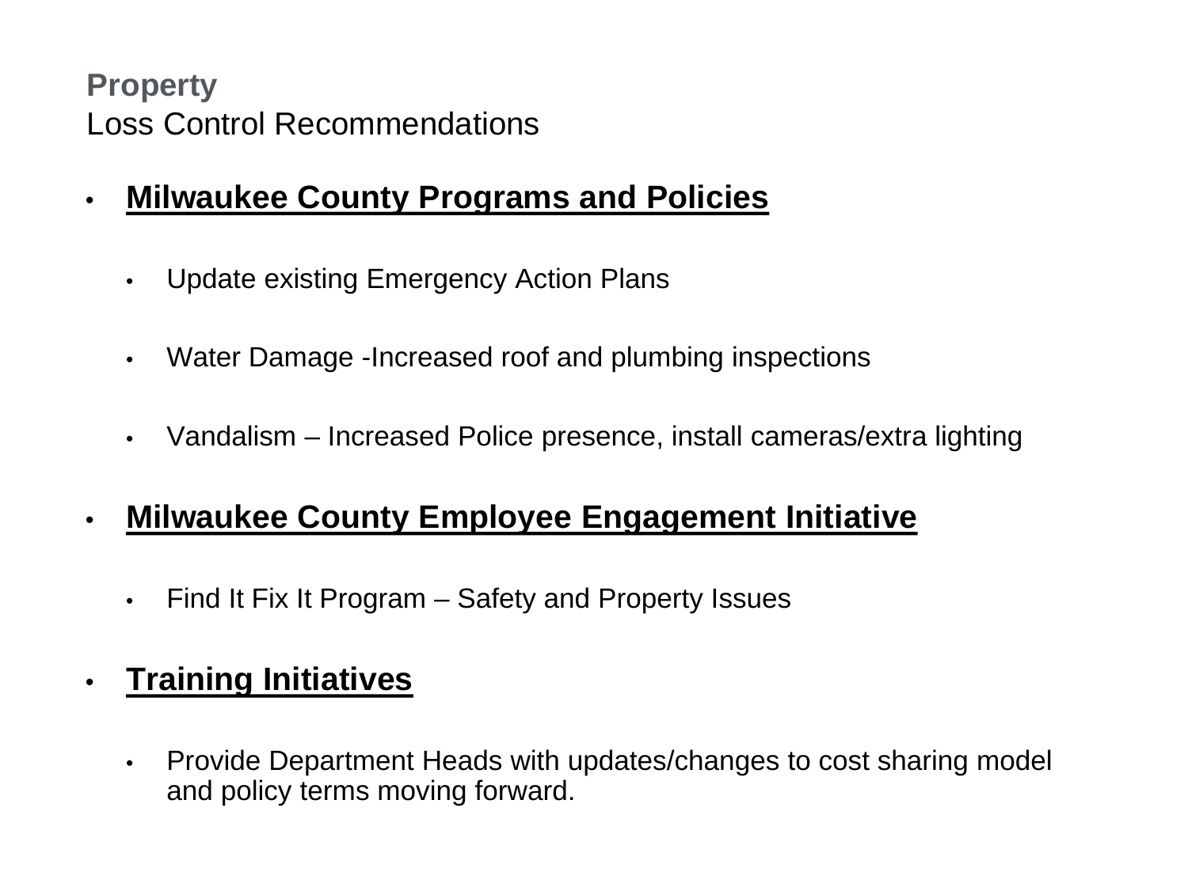## **Property**

Loss Control Recommendations

- **Milwaukee County Programs and Policies**
  - Update existing Emergency Action Plans
  - Water Damage -Increased roof and plumbing inspections
  - Vandalism – Increased Police presence, install cameras/extra lighting
- **Milwaukee County Employee Engagement Initiative**
  - Find It Fix It Program – Safety and Property Issues
- **Training Initiatives**
  - Provide Department Heads with updates/changes to cost sharing model and policy terms moving forward.